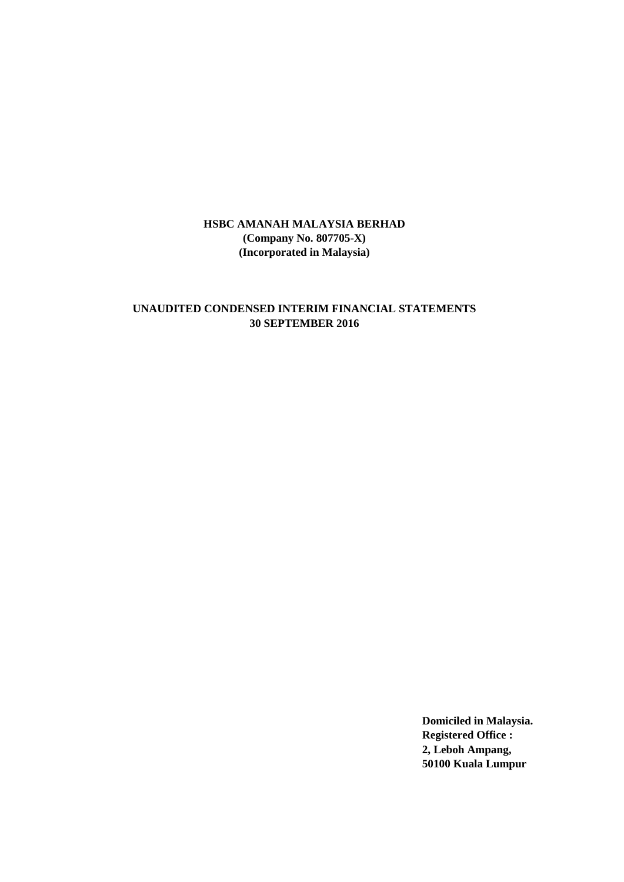**HSBC AMANAH MALAYSIA BERHAD**
**(Company No. 807705-X)**
**(Incorporated in Malaysia)**

**UNAUDITED CONDENSED INTERIM FINANCIAL STATEMENTS**
**30 SEPTEMBER 2016**

**Domiciled in Malaysia.**
**Registered Office :**
**2, Leboh Ampang,**
**50100 Kuala Lumpur**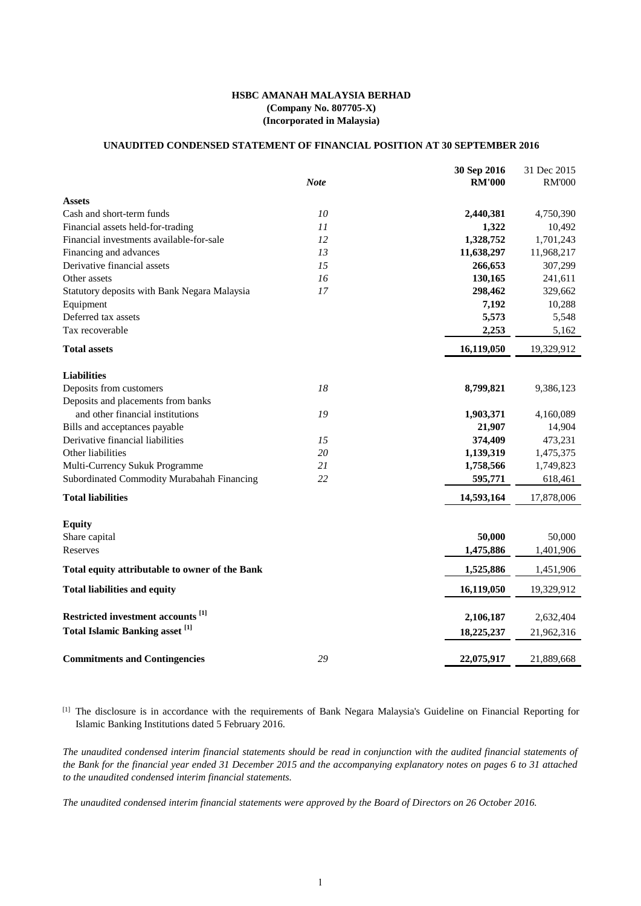**HSBC AMANAH MALAYSIA BERHAD**
**(Company No. 807705-X)**
**(Incorporated in Malaysia)**

**UNAUDITED CONDENSED STATEMENT OF FINANCIAL POSITION AT 30 SEPTEMBER 2016**

| | *Note* | **30 Sep 2016 RM'000** | 31 Dec 2015 RM'000 |
|---|---|---|---|
| **Assets** | | | |
| Cash and short-term funds | *10* | **2,440,381** | 4,750,390 |
| Financial assets held-for-trading | *11* | **1,322** | 10,492 |
| Financial investments available-for-sale | *12* | **1,328,752** | 1,701,243 |
| Financing and advances | *13* | **11,638,297** | 11,968,217 |
| Derivative financial assets | *15* | **266,653** | 307,299 |
| Other assets | *16* | **130,165** | 241,611 |
| Statutory deposits with Bank Negara Malaysia | *17* | **298,462** | 329,662 |
| Equipment | | **7,192** | 10,288 |
| Deferred tax assets | | **5,573** | 5,548 |
| Tax recoverable | | **2,253** | 5,162 |
| **Total assets** | | **16,119,050** | 19,329,912 |
| **Liabilities** | | | |
| Deposits from customers | *18* | **8,799,821** | 9,386,123 |
| Deposits and placements from banks and other financial institutions | *19* | **1,903,371** | 4,160,089 |
| Bills and acceptances payable | | **21,907** | 14,904 |
| Derivative financial liabilities | *15* | **374,409** | 473,231 |
| Other liabilities | *20* | **1,139,319** | 1,475,375 |
| Multi-Currency Sukuk Programme | *21* | **1,758,566** | 1,749,823 |
| Subordinated Commodity Murabahah Financing | *22* | **595,771** | 618,461 |
| **Total liabilities** | | **14,593,164** | 17,878,006 |
| **Equity** | | | |
| Share capital | | **50,000** | 50,000 |
| Reserves | | **1,475,886** | 1,401,906 |
| **Total equity attributable to owner of the Bank** | | **1,525,886** | 1,451,906 |
| **Total liabilities and equity** | | **16,119,050** | 19,329,912 |
| **Restricted investment accounts [1]** | | **2,106,187** | 2,632,404 |
| **Total Islamic Banking asset [1]** | | **18,225,237** | 21,962,316 |
| **Commitments and Contingencies** | *29* | **22,075,917** | 21,889,668 |

[1] The disclosure is in accordance with the requirements of Bank Negara Malaysia's Guideline on Financial Reporting for Islamic Banking Institutions dated 5 February 2016.

*The unaudited condensed interim financial statements should be read in conjunction with the audited financial statements of the Bank for the financial year ended 31 December 2015 and the accompanying explanatory notes on pages 6 to 31 attached to the unaudited condensed interim financial statements.*

*The unaudited condensed interim financial statements were approved by the Board of Directors on 26 October 2016.*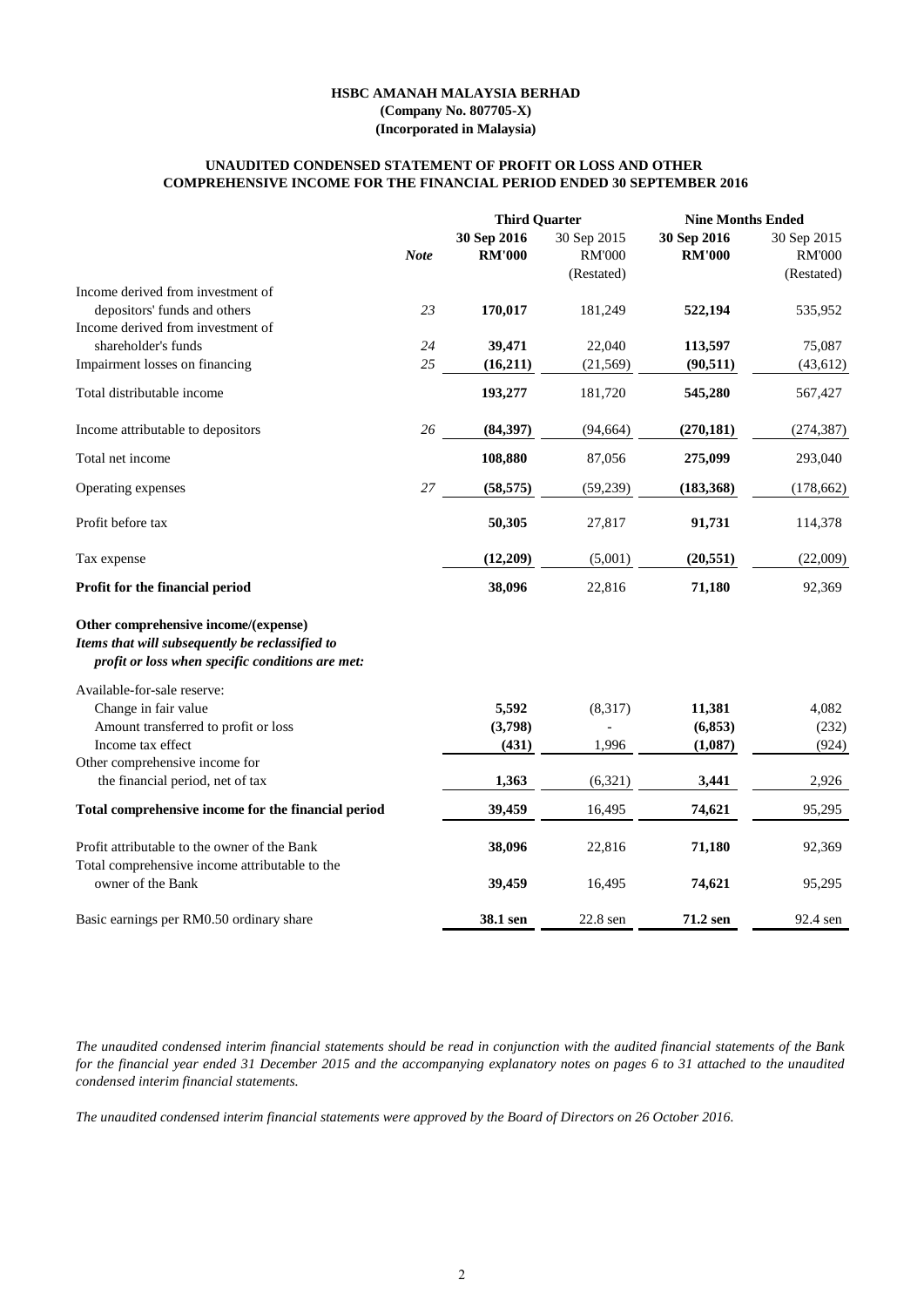**HSBC AMANAH MALAYSIA BERHAD**
**(Company No. 807705-X)**
**(Incorporated in Malaysia)**

**UNAUDITED CONDENSED STATEMENT OF PROFIT OR LOSS AND OTHER COMPREHENSIVE INCOME FOR THE FINANCIAL PERIOD ENDED 30 SEPTEMBER 2016**

| | | **Third Quarter** | | **Nine Months Ended** | |
|---|---|---|---|---|---|
| | ***Note*** | **30 Sep 2016 RM'000** | 30 Sep 2015 RM'000 (Restated) | **30 Sep 2016 RM'000** | 30 Sep 2015 RM'000 (Restated) |
| Income derived from investment of depositors' funds and others | *23* | **170,017** | 181,249 | **522,194** | 535,952 |
| Income derived from investment of shareholder's funds | *24* | **39,471** | 22,040 | **113,597** | 75,087 |
| Impairment losses on financing | *25* | **(16,211)** | (21,569) | **(90,511)** | (43,612) |
| Total distributable income | | **193,277** | 181,720 | **545,280** | 567,427 |
| Income attributable to depositors | *26* | **(84,397)** | (94,664) | **(270,181)** | (274,387) |
| Total net income | | **108,880** | 87,056 | **275,099** | 293,040 |
| Operating expenses | *27* | **(58,575)** | (59,239) | **(183,368)** | (178,662) |
| Profit before tax | | **50,305** | 27,817 | **91,731** | 114,378 |
| Tax expense | | **(12,209)** | (5,001) | **(20,551)** | (22,009) |
| **Profit for the financial period** | | **38,096** | 22,816 | **71,180** | 92,369 |
| **Other comprehensive income/(expense)** | | | | | |
| ***Items that will subsequently be reclassified to profit or loss when specific conditions are met:*** | | | | | |
| Available-for-sale reserve: | | | | | |
| Change in fair value | | **5,592** | (8,317) | **11,381** | 4,082 |
| Amount transferred to profit or loss | | **(3,798)** | - | **(6,853)** | (232) |
| Income tax effect | | **(431)** | 1,996 | **(1,087)** | (924) |
| Other comprehensive income for the financial period, net of tax | | **1,363** | (6,321) | **3,441** | 2,926 |
| **Total comprehensive income for the financial period** | | **39,459** | 16,495 | **74,621** | 95,295 |
| Profit attributable to the owner of the Bank | | **38,096** | 22,816 | **71,180** | 92,369 |
| Total comprehensive income attributable to the owner of the Bank | | **39,459** | 16,495 | **74,621** | 95,295 |
| Basic earnings per RM0.50 ordinary share | | **38.1 sen** | 22.8 sen | **71.2 sen** | 92.4 sen |

*The unaudited condensed interim financial statements should be read in conjunction with the audited financial statements of the Bank for the financial year ended 31 December 2015 and the accompanying explanatory notes on pages 6 to 31 attached to the unaudited condensed interim financial statements.*

*The unaudited condensed interim financial statements were approved by the Board of Directors on 26 October 2016.*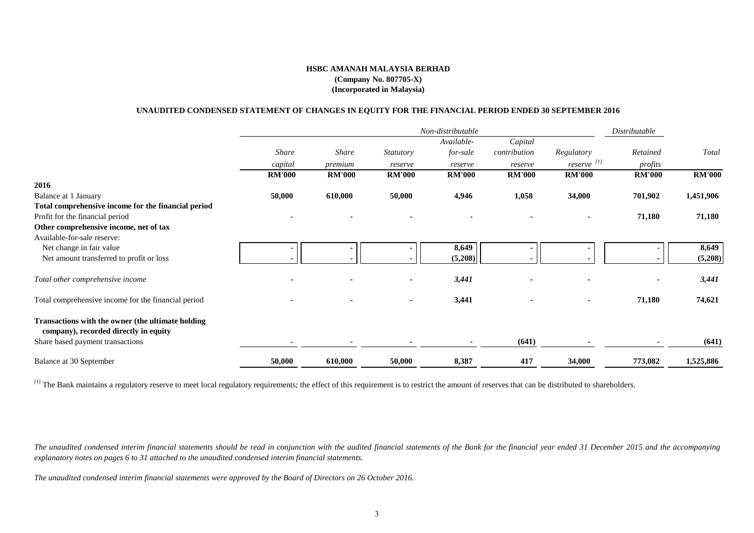**HSBC AMANAH MALAYSIA BERHAD**
**(Company No. 807705-X)**
**(Incorporated in Malaysia)**

**UNAUDITED CONDENSED STATEMENT OF CHANGES IN EQUITY FOR THE FINANCIAL PERIOD ENDED 30 SEPTEMBER 2016**

| | *Non-distributable* | | | | | | *Distributable* | |
|---|---|---|---|---|---|---|---|---|
| | *Share capital* | *Share premium* | *Statutory reserve* | *Available-for-sale reserve* | *Capital contribution reserve* | *Regulatory reserve* [1] | *Retained profits* | *Total* |
| | **RM'000** | **RM'000** | **RM'000** | **RM'000** | **RM'000** | **RM'000** | **RM'000** | **RM'000** |
| **2016** | | | | | | | | |
| Balance at 1 January | **50,000** | **610,000** | **50,000** | **4,946** | **1,058** | **34,000** | **701,902** | **1,451,906** |
| **Total comprehensive income for the financial period** | | | | | | | | |
| Profit for the financial period | **-** | **-** | **-** | **-** | **-** | **-** | **71,180** | **71,180** |
| **Other comprehensive income, net of tax** | | | | | | | | |
| Available-for-sale reserve: | | | | | | | | |
| Net change in fair value | **-** | **-** | **-** | **8,649** | **-** | **-** | **-** | **8,649** |
| Net amount transferred to profit or loss | **-** | **-** | **-** | **(5,208)** | **-** | **-** | **-** | **(5,208)** |
| *Total other comprehensive income* | **-** | **-** | **-** | ***3,441*** | **-** | **-** | **-** | ***3,441*** |
| Total comprehensive income for the financial period | **-** | **-** | **-** | **3,441** | **-** | **-** | **71,180** | **74,621** |
| **Transactions with the owner (the ultimate holding company), recorded directly in equity** | | | | | | | | |
| Share based payment transactions | **-** | **-** | **-** | **-** | **(641)** | **-** | **-** | **(641)** |
| Balance at 30 September | **50,000** | **610,000** | **50,000** | **8,387** | **417** | **34,000** | **773,082** | **1,525,886** |

[1] The Bank maintains a regulatory reserve to meet local regulatory requirements; the effect of this requirement is to restrict the amount of reserves that can be distributed to shareholders.

*The unaudited condensed interim financial statements should be read in conjunction with the audited financial statements of the Bank for the financial year ended 31 December 2015 and the accompanying explanatory notes on pages 6 to 31 attached to the unaudited condensed interim financial statements.*

*The unaudited condensed interim financial statements were approved by the Board of Directors on 26 October 2016.*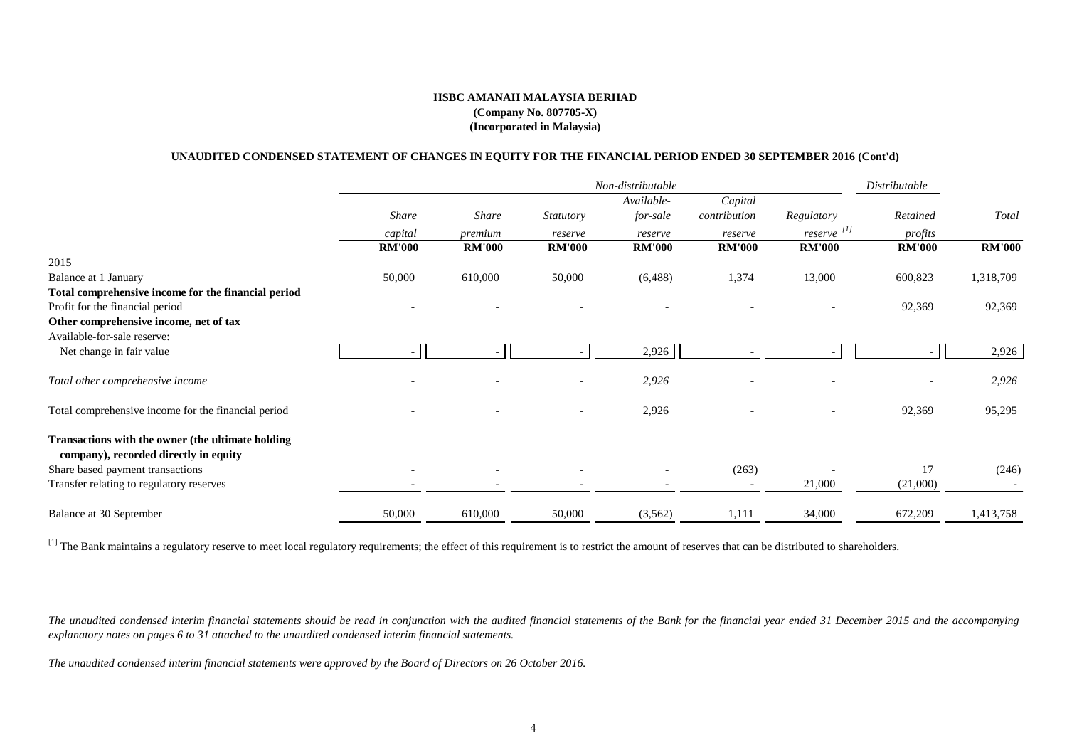**HSBC AMANAH MALAYSIA BERHAD**
**(Company No. 807705-X)**
**(Incorporated in Malaysia)**

**UNAUDITED CONDENSED STATEMENT OF CHANGES IN EQUITY FOR THE FINANCIAL PERIOD ENDED 30 SEPTEMBER 2016 (Cont'd)**

| | *Non-distributable* | | | | | | *Distributable* | |
|---|---|---|---|---|---|---|---|---|
| | *Share capital* | *Share premium* | *Statutory reserve* | *Available-for-sale reserve* | *Capital contribution reserve* | *Regulatory reserve* [1] | *Retained profits* | *Total* |
| | **RM'000** | **RM'000** | **RM'000** | **RM'000** | **RM'000** | **RM'000** | **RM'000** | **RM'000** |
| 2015 | | | | | | | | |
| Balance at 1 January | 50,000 | 610,000 | 50,000 | (6,488) | 1,374 | 13,000 | 600,823 | 1,318,709 |
| **Total comprehensive income for the financial period** | | | | | | | | |
| Profit for the financial period | - | - | - | - | - | - | 92,369 | 92,369 |
| **Other comprehensive income, net of tax** | | | | | | | | |
| Available-for-sale reserve: | | | | | | | | |
| Net change in fair value | - | - | - | 2,926 | - | - | - | 2,926 |
| *Total other comprehensive income* | - | - | - | *2,926* | - | - | - | *2,926* |
| Total comprehensive income for the financial period | - | - | - | 2,926 | - | - | 92,369 | 95,295 |
| **Transactions with the owner (the ultimate holding company), recorded directly in equity** | | | | | | | | |
| Share based payment transactions | - | - | - | - | (263) | - | 17 | (246) |
| Transfer relating to regulatory reserves | - | - | - | - | - | 21,000 | (21,000) | - |
| Balance at 30 September | 50,000 | 610,000 | 50,000 | (3,562) | 1,111 | 34,000 | 672,209 | 1,413,758 |

[1] The Bank maintains a regulatory reserve to meet local regulatory requirements; the effect of this requirement is to restrict the amount of reserves that can be distributed to shareholders.

*The unaudited condensed interim financial statements should be read in conjunction with the audited financial statements of the Bank for the financial year ended 31 December 2015 and the accompanying explanatory notes on pages 6 to 31 attached to the unaudited condensed interim financial statements.*

*The unaudited condensed interim financial statements were approved by the Board of Directors on 26 October 2016.*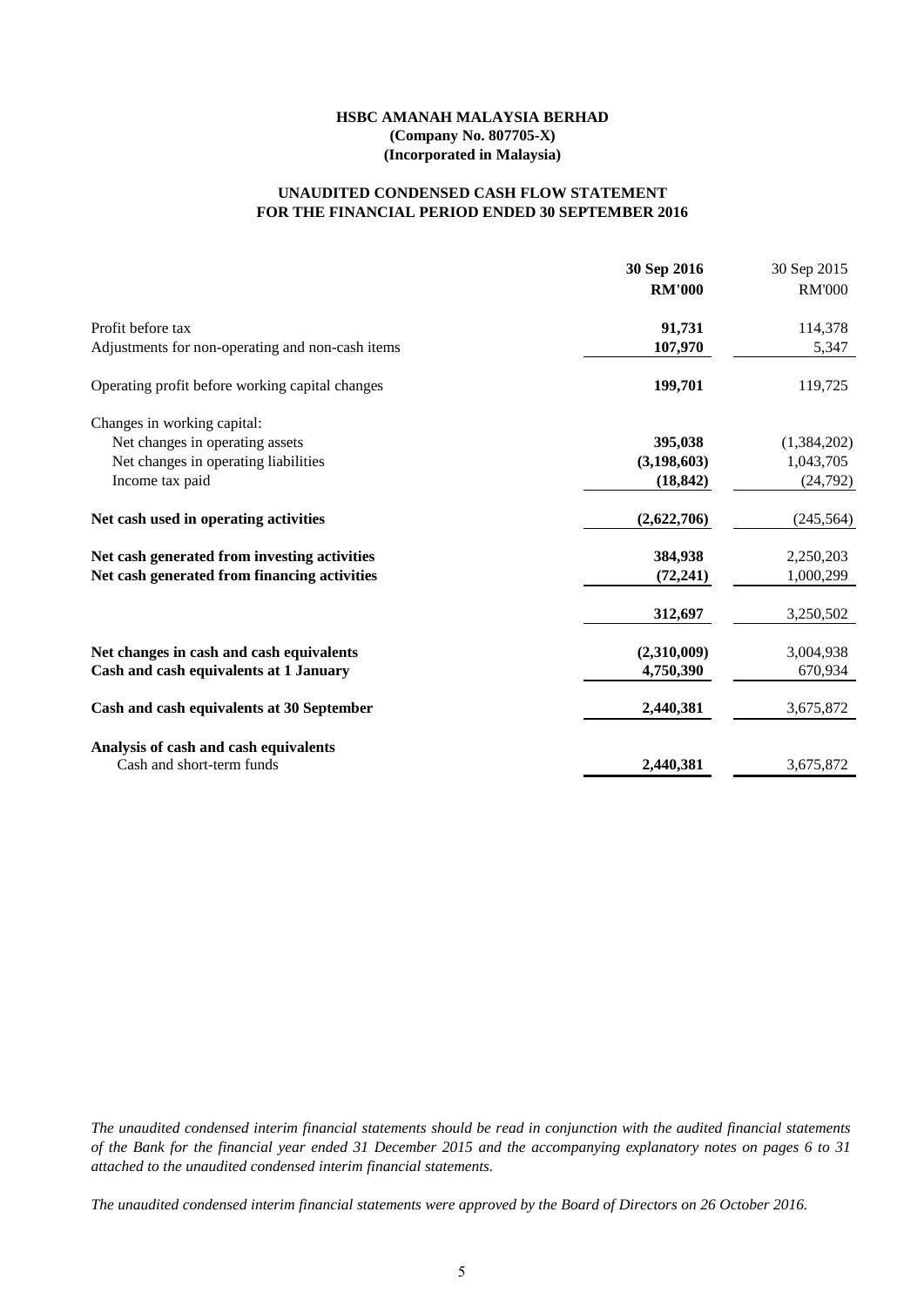**HSBC AMANAH MALAYSIA BERHAD**
**(Company No. 807705-X)**
**(Incorporated in Malaysia)**

## UNAUDITED CONDENSED CASH FLOW STATEMENT FOR THE FINANCIAL PERIOD ENDED 30 SEPTEMBER 2016

| | 30 Sep 2016 | 30 Sep 2015 |
|---|---|---|
| | **RM'000** | RM'000 |
| Profit before tax | **91,731** | 114,378 |
| Adjustments for non-operating and non-cash items | **107,970** | 5,347 |
| Operating profit before working capital changes | **199,701** | 119,725 |
| Changes in working capital: | | |
| Net changes in operating assets | **395,038** | (1,384,202) |
| Net changes in operating liabilities | **(3,198,603)** | 1,043,705 |
| Income tax paid | **(18,842)** | (24,792) |
| **Net cash used in operating activities** | **(2,622,706)** | (245,564) |
| **Net cash generated from investing activities** | **384,938** | 2,250,203 |
| **Net cash generated from financing activities** | **(72,241)** | 1,000,299 |
| | **312,697** | 3,250,502 |
| **Net changes in cash and cash equivalents** | **(2,310,009)** | 3,004,938 |
| **Cash and cash equivalents at 1 January** | **4,750,390** | 670,934 |
| **Cash and cash equivalents at 30 September** | **2,440,381** | 3,675,872 |
| **Analysis of cash and cash equivalents** | | |
| Cash and short-term funds | **2,440,381** | 3,675,872 |

*The unaudited condensed interim financial statements should be read in conjunction with the audited financial statements of the Bank for the financial year ended 31 December 2015 and the accompanying explanatory notes on pages 6 to 31 attached to the unaudited condensed interim financial statements.*

*The unaudited condensed interim financial statements were approved by the Board of Directors on 26 October 2016.*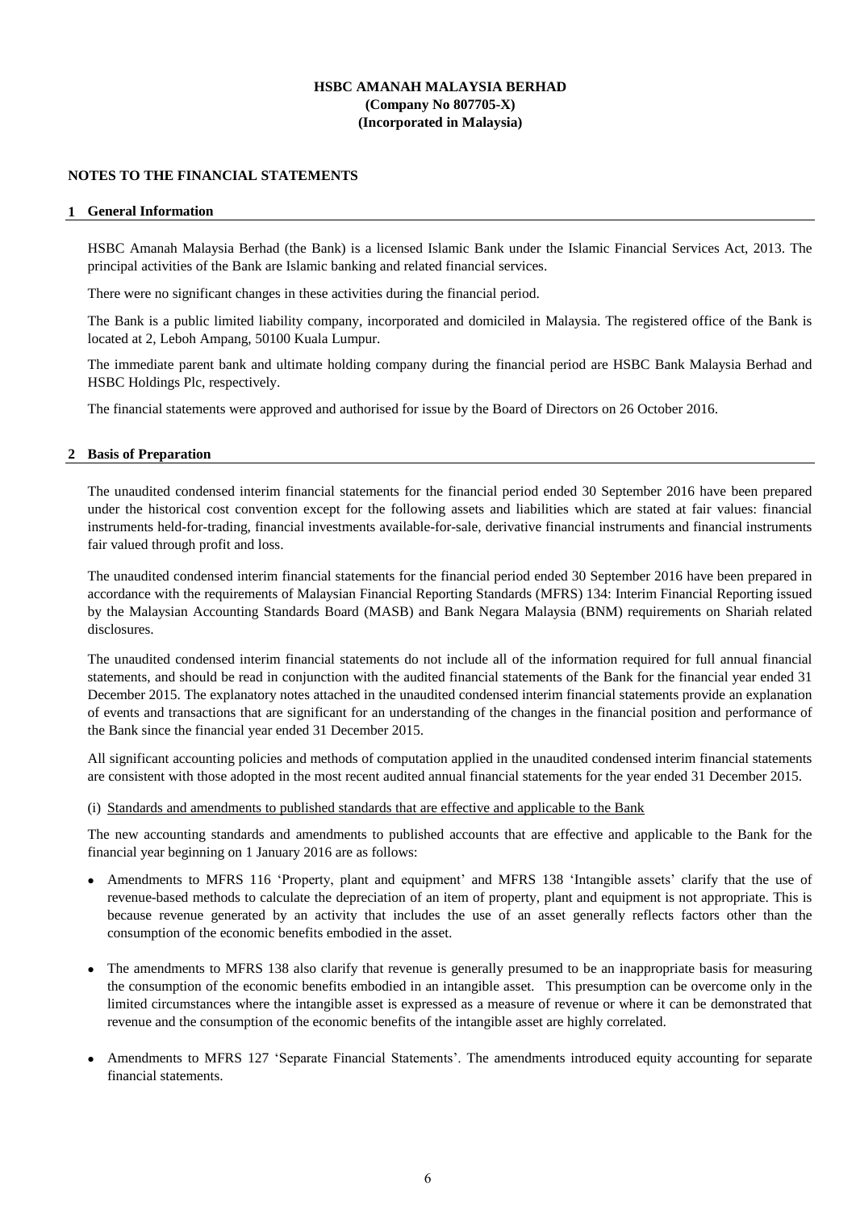**HSBC AMANAH MALAYSIA BERHAD**
**(Company No 807705-X)**
**(Incorporated in Malaysia)**

## NOTES TO THE FINANCIAL STATEMENTS

### 1 General Information

HSBC Amanah Malaysia Berhad (the Bank) is a licensed Islamic Bank under the Islamic Financial Services Act, 2013. The principal activities of the Bank are Islamic banking and related financial services.

There were no significant changes in these activities during the financial period.

The Bank is a public limited liability company, incorporated and domiciled in Malaysia. The registered office of the Bank is located at 2, Leboh Ampang, 50100 Kuala Lumpur.

The immediate parent bank and ultimate holding company during the financial period are HSBC Bank Malaysia Berhad and HSBC Holdings Plc, respectively.

The financial statements were approved and authorised for issue by the Board of Directors on 26 October 2016.

### 2 Basis of Preparation

The unaudited condensed interim financial statements for the financial period ended 30 September 2016 have been prepared under the historical cost convention except for the following assets and liabilities which are stated at fair values: financial instruments held-for-trading, financial investments available-for-sale, derivative financial instruments and financial instruments fair valued through profit and loss.

The unaudited condensed interim financial statements for the financial period ended 30 September 2016 have been prepared in accordance with the requirements of Malaysian Financial Reporting Standards (MFRS) 134: Interim Financial Reporting issued by the Malaysian Accounting Standards Board (MASB) and Bank Negara Malaysia (BNM) requirements on Shariah related disclosures.

The unaudited condensed interim financial statements do not include all of the information required for full annual financial statements, and should be read in conjunction with the audited financial statements of the Bank for the financial year ended 31 December 2015. The explanatory notes attached in the unaudited condensed interim financial statements provide an explanation of events and transactions that are significant for an understanding of the changes in the financial position and performance of the Bank since the financial year ended 31 December 2015.

All significant accounting policies and methods of computation applied in the unaudited condensed interim financial statements are consistent with those adopted in the most recent audited annual financial statements for the year ended 31 December 2015.

(i) Standards and amendments to published standards that are effective and applicable to the Bank

The new accounting standards and amendments to published accounts that are effective and applicable to the Bank for the financial year beginning on 1 January 2016 are as follows:

- Amendments to MFRS 116 'Property, plant and equipment' and MFRS 138 'Intangible assets' clarify that the use of revenue-based methods to calculate the depreciation of an item of property, plant and equipment is not appropriate. This is because revenue generated by an activity that includes the use of an asset generally reflects factors other than the consumption of the economic benefits embodied in the asset.

- The amendments to MFRS 138 also clarify that revenue is generally presumed to be an inappropriate basis for measuring the consumption of the economic benefits embodied in an intangible asset. This presumption can be overcome only in the limited circumstances where the intangible asset is expressed as a measure of revenue or where it can be demonstrated that revenue and the consumption of the economic benefits of the intangible asset are highly correlated.

- Amendments to MFRS 127 'Separate Financial Statements'. The amendments introduced equity accounting for separate financial statements.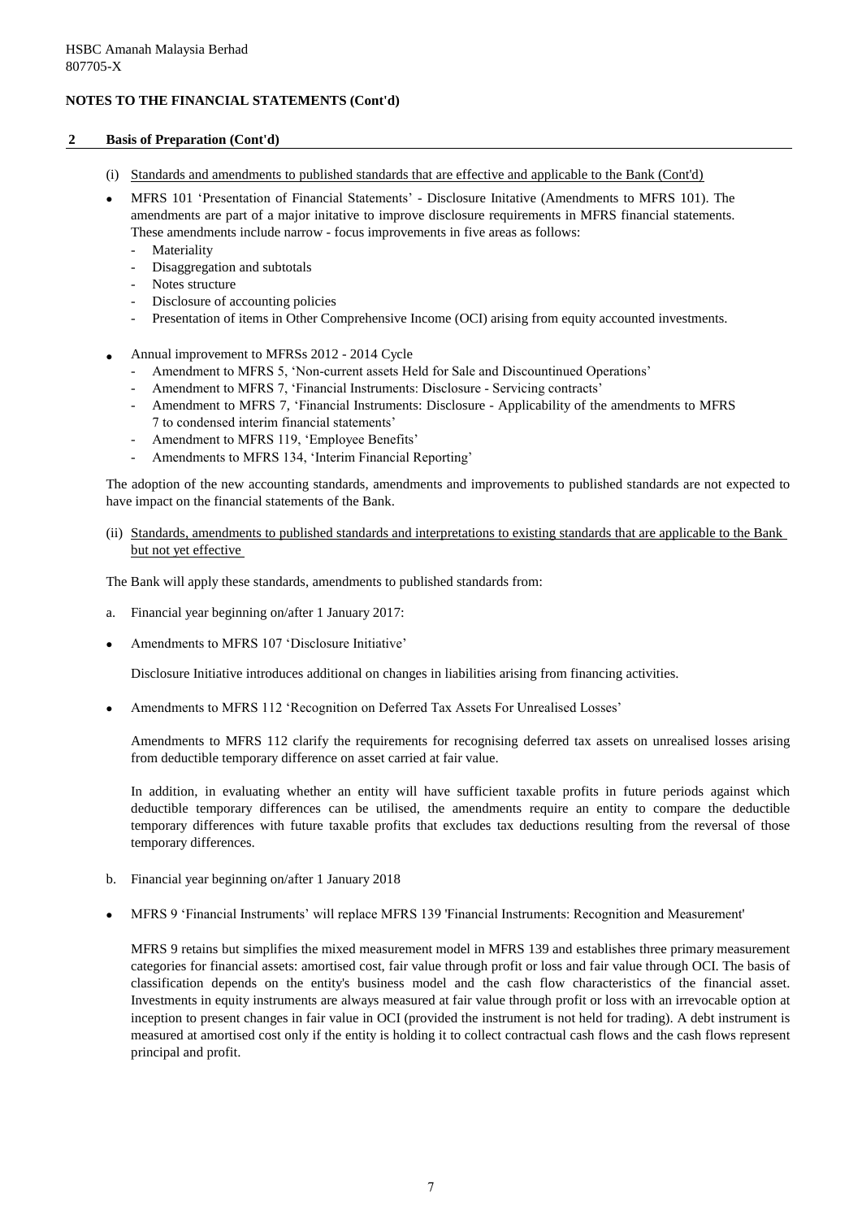HSBC Amanah Malaysia Berhad
807705-X

**NOTES TO THE FINANCIAL STATEMENTS (Cont'd)**

## 2 Basis of Preparation (Cont'd)

(i) Standards and amendments to published standards that are effective and applicable to the Bank (Cont'd)

- MFRS 101 'Presentation of Financial Statements' - Disclosure Initative (Amendments to MFRS 101). The amendments are part of a major initative to improve disclosure requirements in MFRS financial statements. These amendments include narrow - focus improvements in five areas as follows:
  - Materiality
  - Disaggregation and subtotals
  - Notes structure
  - Disclosure of accounting policies
  - Presentation of items in Other Comprehensive Income (OCI) arising from equity accounted investments.

- Annual improvement to MFRSs 2012 - 2014 Cycle
  - Amendment to MFRS 5, 'Non-current assets Held for Sale and Discountinued Operations'
  - Amendment to MFRS 7, 'Financial Instruments: Disclosure - Servicing contracts'
  - Amendment to MFRS 7, 'Financial Instruments: Disclosure - Applicability of the amendments to MFRS 7 to condensed interim financial statements'
  - Amendment to MFRS 119, 'Employee Benefits'
  - Amendments to MFRS 134, 'Interim Financial Reporting'

The adoption of the new accounting standards, amendments and improvements to published standards are not expected to have impact on the financial statements of the Bank.

(ii) Standards, amendments to published standards and interpretations to existing standards that are applicable to the Bank but not yet effective

The Bank will apply these standards, amendments to published standards from:

a. Financial year beginning on/after 1 January 2017:

- Amendments to MFRS 107 'Disclosure Initiative'

  Disclosure Initiative introduces additional on changes in liabilities arising from financing activities.

- Amendments to MFRS 112 'Recognition on Deferred Tax Assets For Unrealised Losses'

  Amendments to MFRS 112 clarify the requirements for recognising deferred tax assets on unrealised losses arising from deductible temporary difference on asset carried at fair value.

  In addition, in evaluating whether an entity will have sufficient taxable profits in future periods against which deductible temporary differences can be utilised, the amendments require an entity to compare the deductible temporary differences with future taxable profits that excludes tax deductions resulting from the reversal of those temporary differences.

b. Financial year beginning on/after 1 January 2018

- MFRS 9 'Financial Instruments' will replace MFRS 139 'Financial Instruments: Recognition and Measurement'

  MFRS 9 retains but simplifies the mixed measurement model in MFRS 139 and establishes three primary measurement categories for financial assets: amortised cost, fair value through profit or loss and fair value through OCI. The basis of classification depends on the entity's business model and the cash flow characteristics of the financial asset. Investments in equity instruments are always measured at fair value through profit or loss with an irrevocable option at inception to present changes in fair value in OCI (provided the instrument is not held for trading). A debt instrument is measured at amortised cost only if the entity is holding it to collect contractual cash flows and the cash flows represent principal and profit.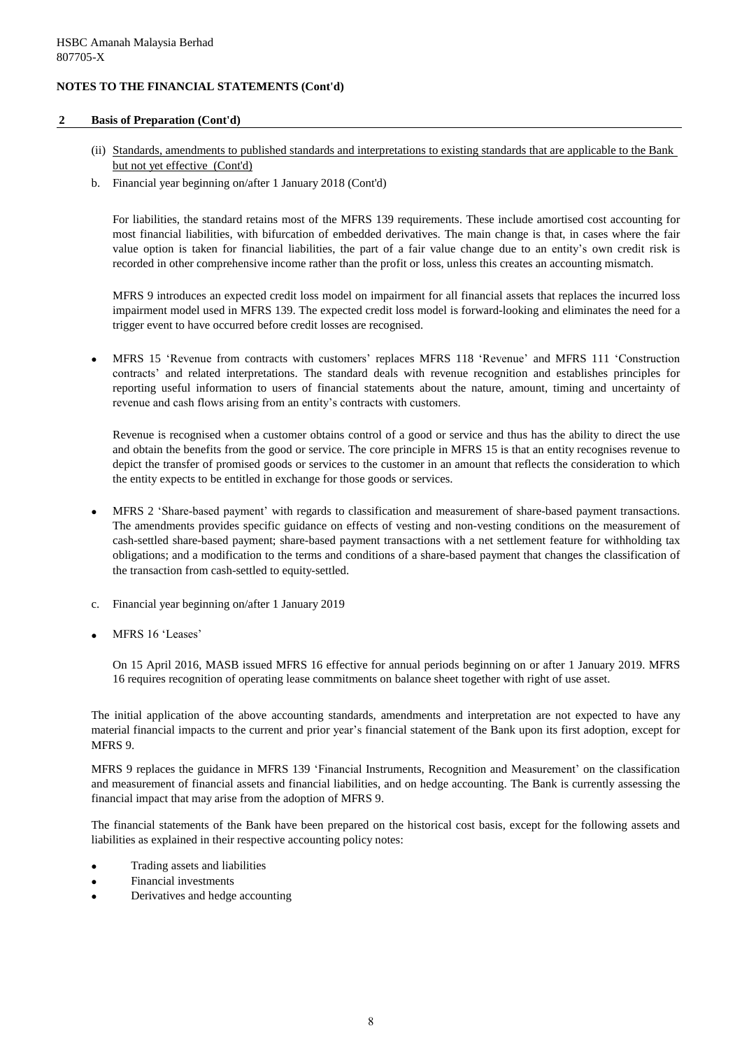HSBC Amanah Malaysia Berhad
807705-X

**NOTES TO THE FINANCIAL STATEMENTS (Cont'd)**

## 2 Basis of Preparation (Cont'd)

(ii) Standards, amendments to published standards and interpretations to existing standards that are applicable to the Bank but not yet effective (Cont'd)

b. Financial year beginning on/after 1 January 2018 (Cont'd)

For liabilities, the standard retains most of the MFRS 139 requirements. These include amortised cost accounting for most financial liabilities, with bifurcation of embedded derivatives. The main change is that, in cases where the fair value option is taken for financial liabilities, the part of a fair value change due to an entity's own credit risk is recorded in other comprehensive income rather than the profit or loss, unless this creates an accounting mismatch.

MFRS 9 introduces an expected credit loss model on impairment for all financial assets that replaces the incurred loss impairment model used in MFRS 139. The expected credit loss model is forward-looking and eliminates the need for a trigger event to have occurred before credit losses are recognised.

- MFRS 15 'Revenue from contracts with customers' replaces MFRS 118 'Revenue' and MFRS 111 'Construction contracts' and related interpretations. The standard deals with revenue recognition and establishes principles for reporting useful information to users of financial statements about the nature, amount, timing and uncertainty of revenue and cash flows arising from an entity's contracts with customers.

  Revenue is recognised when a customer obtains control of a good or service and thus has the ability to direct the use and obtain the benefits from the good or service. The core principle in MFRS 15 is that an entity recognises revenue to depict the transfer of promised goods or services to the customer in an amount that reflects the consideration to which the entity expects to be entitled in exchange for those goods or services.

- MFRS 2 'Share-based payment' with regards to classification and measurement of share-based payment transactions. The amendments provides specific guidance on effects of vesting and non-vesting conditions on the measurement of cash-settled share-based payment; share-based payment transactions with a net settlement feature for withholding tax obligations; and a modification to the terms and conditions of a share-based payment that changes the classification of the transaction from cash-settled to equity-settled.

c. Financial year beginning on/after 1 January 2019

- MFRS 16 'Leases'

  On 15 April 2016, MASB issued MFRS 16 effective for annual periods beginning on or after 1 January 2019. MFRS 16 requires recognition of operating lease commitments on balance sheet together with right of use asset.

The initial application of the above accounting standards, amendments and interpretation are not expected to have any material financial impacts to the current and prior year's financial statement of the Bank upon its first adoption, except for MFRS 9.

MFRS 9 replaces the guidance in MFRS 139 'Financial Instruments, Recognition and Measurement' on the classification and measurement of financial assets and financial liabilities, and on hedge accounting. The Bank is currently assessing the financial impact that may arise from the adoption of MFRS 9.

The financial statements of the Bank have been prepared on the historical cost basis, except for the following assets and liabilities as explained in their respective accounting policy notes:

- Trading assets and liabilities
- Financial investments
- Derivatives and hedge accounting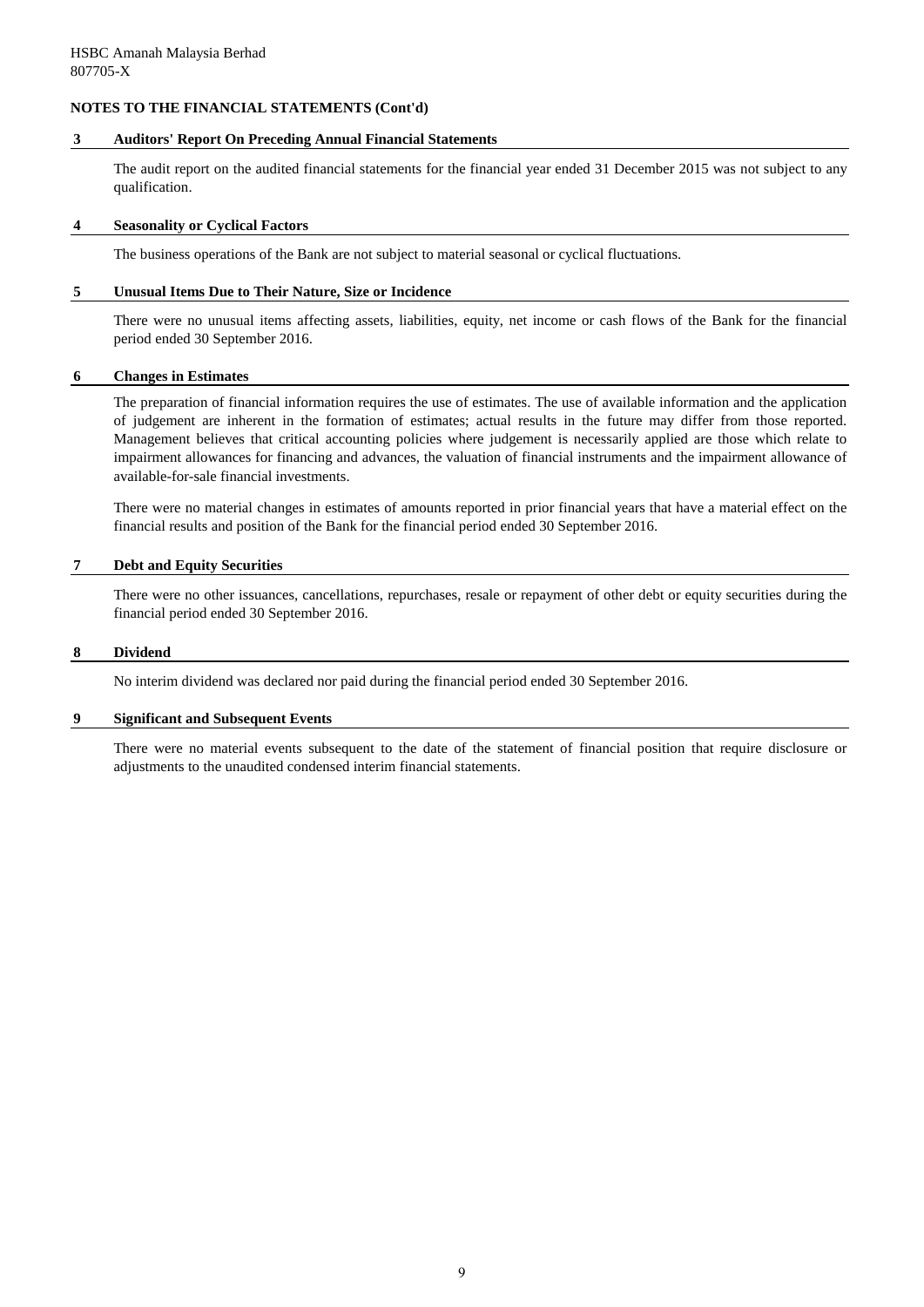HSBC Amanah Malaysia Berhad
807705-X

**NOTES TO THE FINANCIAL STATEMENTS (Cont'd)**

## 3 Auditors' Report On Preceding Annual Financial Statements

The audit report on the audited financial statements for the financial year ended 31 December 2015 was not subject to any qualification.

## 4 Seasonality or Cyclical Factors

The business operations of the Bank are not subject to material seasonal or cyclical fluctuations.

## 5 Unusual Items Due to Their Nature, Size or Incidence

There were no unusual items affecting assets, liabilities, equity, net income or cash flows of the Bank for the financial period ended 30 September 2016.

## 6 Changes in Estimates

The preparation of financial information requires the use of estimates. The use of available information and the application of judgement are inherent in the formation of estimates; actual results in the future may differ from those reported. Management believes that critical accounting policies where judgement is necessarily applied are those which relate to impairment allowances for financing and advances, the valuation of financial instruments and the impairment allowance of available-for-sale financial investments.

There were no material changes in estimates of amounts reported in prior financial years that have a material effect on the financial results and position of the Bank for the financial period ended 30 September 2016.

## 7 Debt and Equity Securities

There were no other issuances, cancellations, repurchases, resale or repayment of other debt or equity securities during the financial period ended 30 September 2016.

## 8 Dividend

No interim dividend was declared nor paid during the financial period ended 30 September 2016.

## 9 Significant and Subsequent Events

There were no material events subsequent to the date of the statement of financial position that require disclosure or adjustments to the unaudited condensed interim financial statements.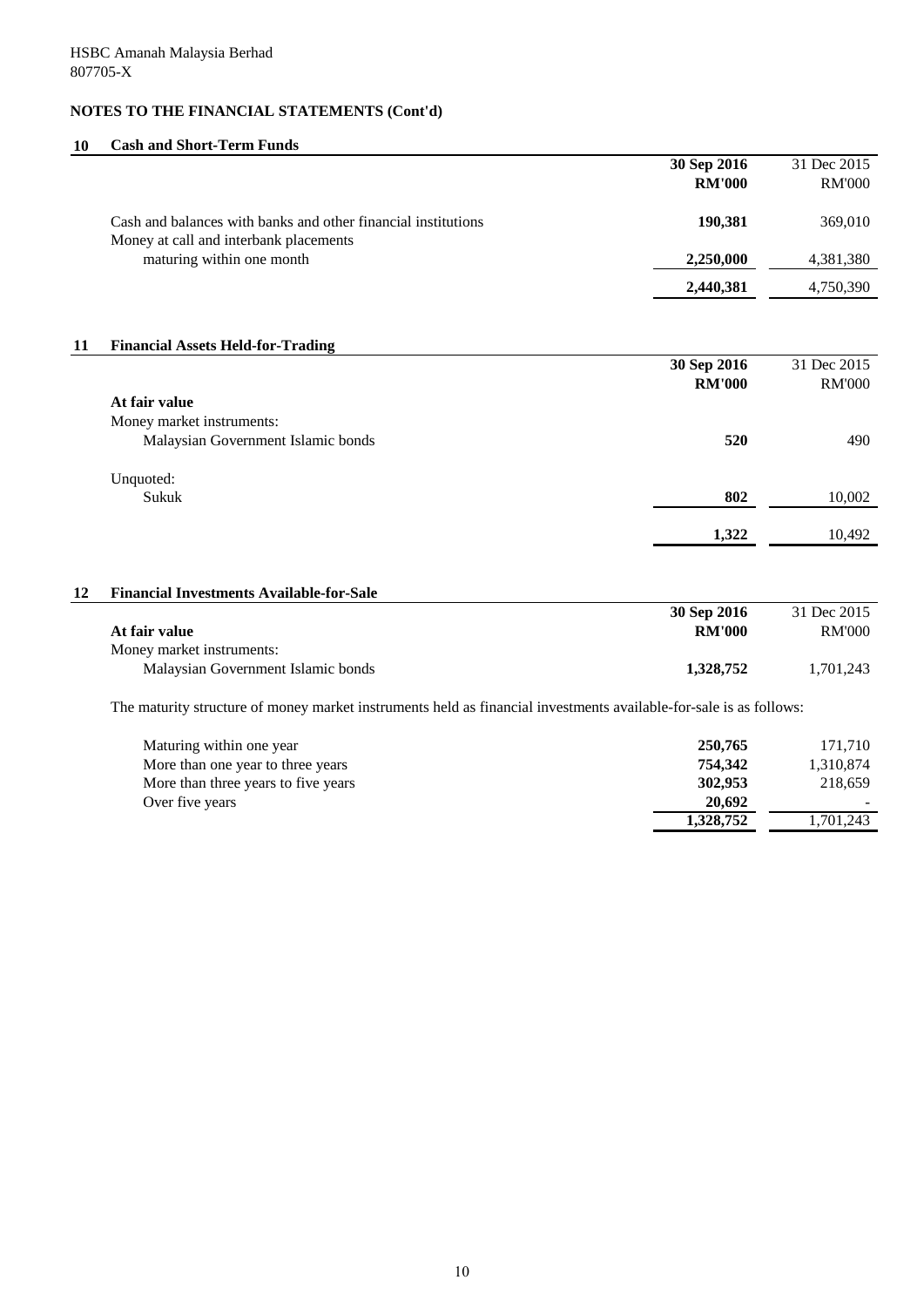HSBC Amanah Malaysia Berhad
807705-X

## NOTES TO THE FINANCIAL STATEMENTS (Cont'd)

### 10 Cash and Short-Term Funds

| | 30 Sep 2016 RM'000 | 31 Dec 2015 RM'000 |
|---|---|---|
| Cash and balances with banks and other financial institutions | **190,381** | 369,010 |
| Money at call and interbank placements maturing within one month | **2,250,000** | 4,381,380 |
| | **2,440,381** | 4,750,390 |

### 11 Financial Assets Held-for-Trading

| | 30 Sep 2016 RM'000 | 31 Dec 2015 RM'000 |
|---|---|---|
| **At fair value** | | |
| Money market instruments: | | |
| Malaysian Government Islamic bonds | **520** | 490 |
| Unquoted: | | |
| Sukuk | **802** | 10,002 |
| | **1,322** | 10,492 |

### 12 Financial Investments Available-for-Sale

| | 30 Sep 2016 RM'000 | 31 Dec 2015 RM'000 |
|---|---|---|
| **At fair value** | | |
| Money market instruments: | | |
| Malaysian Government Islamic bonds | **1,328,752** | 1,701,243 |

The maturity structure of money market instruments held as financial investments available-for-sale is as follows:

| | 30 Sep 2016 RM'000 | 31 Dec 2015 RM'000 |
|---|---|---|
| Maturing within one year | **250,765** | 171,710 |
| More than one year to three years | **754,342** | 1,310,874 |
| More than three years to five years | **302,953** | 218,659 |
| Over five years | **20,692** | - |
| | **1,328,752** | 1,701,243 |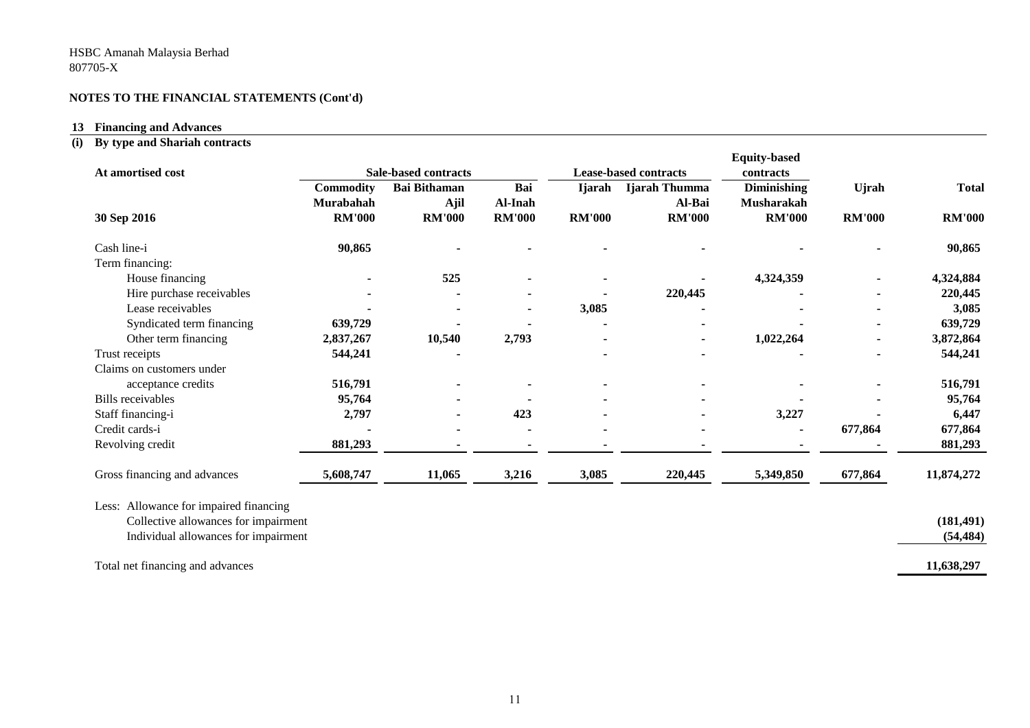HSBC Amanah Malaysia Berhad
807705-X

## NOTES TO THE FINANCIAL STATEMENTS (Cont'd)

### 13 Financing and Advances

#### (i) By type and Shariah contracts

| At amortised cost | Sale-based contracts | | | Lease-based contracts | | Equity-based contracts | | |
|---|---|---|---|---|---|---|---|---|
| | Commodity Murabahah | Bai Bithaman Ajil | Bai Al-Inah | Ijarah | Ijarah Thumma Al-Bai | Diminishing Musharakah | Ujrah | Total |
| 30 Sep 2016 | RM'000 | RM'000 | RM'000 | RM'000 | RM'000 | RM'000 | RM'000 | RM'000 |
| Cash line-i | 90,865 | - | - | - | - | - | - | 90,865 |
| Term financing: | | | | | | | | |
| House financing | - | 525 | - | - | - | 4,324,359 | - | 4,324,884 |
| Hire purchase receivables | - | - | - | - | 220,445 | - | - | 220,445 |
| Lease receivables | - | - | - | 3,085 | - | - | - | 3,085 |
| Syndicated term financing | 639,729 | - | - | - | - | - | - | 639,729 |
| Other term financing | 2,837,267 | 10,540 | 2,793 | - | - | 1,022,264 | - | 3,872,864 |
| Trust receipts | 544,241 | - | | - | - | - | - | 544,241 |
| Claims on customers under acceptance credits | 516,791 | - | - | - | - | - | - | 516,791 |
| Bills receivables | 95,764 | - | - | - | - | - | - | 95,764 |
| Staff financing-i | 2,797 | - | 423 | - | - | 3,227 | - | 6,447 |
| Credit cards-i | - | - | - | - | - | - | 677,864 | 677,864 |
| Revolving credit | 881,293 | - | - | - | - | - | - | 881,293 |
| Gross financing and advances | 5,608,747 | 11,065 | 3,216 | 3,085 | 220,445 | 5,349,850 | 677,864 | 11,874,272 |
| Less: Allowance for impaired financing | | | | | | | | |
| Collective allowances for impairment | | | | | | | | (181,491) |
| Individual allowances for impairment | | | | | | | | (54,484) |
| Total net financing and advances | | | | | | | | 11,638,297 |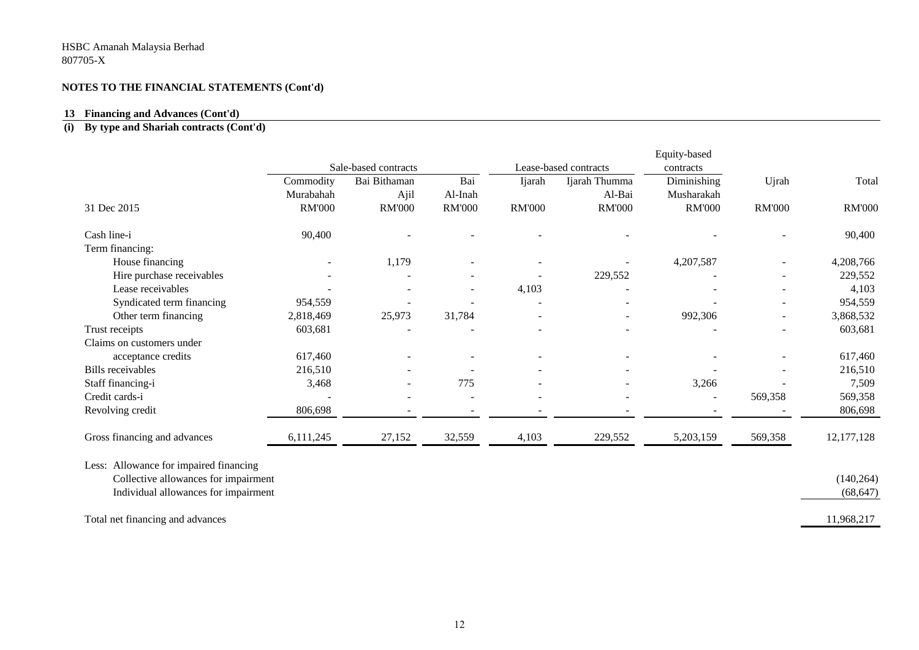HSBC Amanah Malaysia Berhad
807705-X

**NOTES TO THE FINANCIAL STATEMENTS (Cont'd)**

**13 Financing and Advances (Cont'd)**

**(i) By type and Shariah contracts (Cont'd)**

| | Sale-based contracts | | | Lease-based contracts | | Equity-based contracts | | |
|---|---|---|---|---|---|---|---|---|
| | Commodity Murabahah | Bai Bithaman Ajil | Bai Al-Inah | Ijarah | Ijarah Thumma Al-Bai | Diminishing Musharakah | Ujrah | Total |
| 31 Dec 2015 | RM'000 | RM'000 | RM'000 | RM'000 | RM'000 | RM'000 | RM'000 | RM'000 |
| Cash line-i | 90,400 | - | - | - | - | - | - | 90,400 |
| Term financing: | | | | | | | | |
| House financing | - | 1,179 | - | - | - | 4,207,587 | - | 4,208,766 |
| Hire purchase receivables | - | - | - | - | 229,552 | - | - | 229,552 |
| Lease receivables | - | - | - | 4,103 | - | - | - | 4,103 |
| Syndicated term financing | 954,559 | - | - | - | - | - | - | 954,559 |
| Other term financing | 2,818,469 | 25,973 | 31,784 | - | - | 992,306 | - | 3,868,532 |
| Trust receipts | 603,681 | - | - | - | - | - | - | 603,681 |
| Claims on customers under acceptance credits | 617,460 | - | - | - | - | - | - | 617,460 |
| Bills receivables | 216,510 | - | - | - | - | - | - | 216,510 |
| Staff financing-i | 3,468 | - | 775 | - | - | 3,266 | - | 7,509 |
| Credit cards-i | - | - | - | - | - | - | 569,358 | 569,358 |
| Revolving credit | 806,698 | - | - | - | - | - | - | 806,698 |
| Gross financing and advances | 6,111,245 | 27,152 | 32,559 | 4,103 | 229,552 | 5,203,159 | 569,358 | 12,177,128 |
| Less: Allowance for impaired financing | | | | | | | | |
| Collective allowances for impairment | | | | | | | | (140,264) |
| Individual allowances for impairment | | | | | | | | (68,647) |
| Total net financing and advances | | | | | | | | 11,968,217 |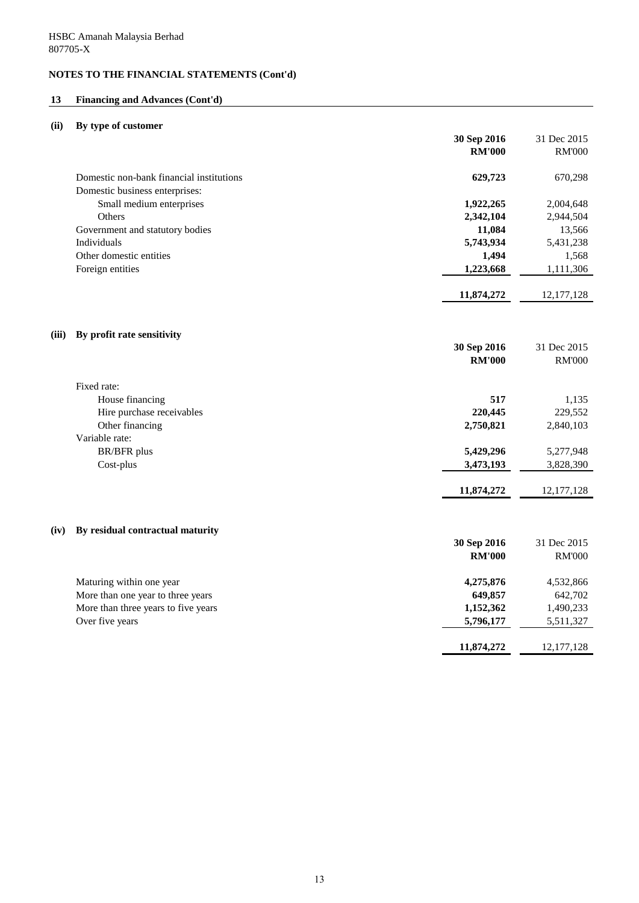HSBC Amanah Malaysia Berhad
807705-X

## NOTES TO THE FINANCIAL STATEMENTS (Cont'd)

### 13 Financing and Advances (Cont'd)

#### (ii) By type of customer

| | 30 Sep 2016 RM'000 | 31 Dec 2015 RM'000 |
|---|---|---|
| Domestic non-bank financial institutions | **629,723** | 670,298 |
| Domestic business enterprises: | | |
| Small medium enterprises | **1,922,265** | 2,004,648 |
| Others | **2,342,104** | 2,944,504 |
| Government and statutory bodies | **11,084** | 13,566 |
| Individuals | **5,743,934** | 5,431,238 |
| Other domestic entities | **1,494** | 1,568 |
| Foreign entities | **1,223,668** | 1,111,306 |
| | **11,874,272** | 12,177,128 |

#### (iii) By profit rate sensitivity

| | 30 Sep 2016 RM'000 | 31 Dec 2015 RM'000 |
|---|---|---|
| Fixed rate: | | |
| House financing | **517** | 1,135 |
| Hire purchase receivables | **220,445** | 229,552 |
| Other financing | **2,750,821** | 2,840,103 |
| Variable rate: | | |
| BR/BFR plus | **5,429,296** | 5,277,948 |
| Cost-plus | **3,473,193** | 3,828,390 |
| | **11,874,272** | 12,177,128 |

#### (iv) By residual contractual maturity

| | 30 Sep 2016 RM'000 | 31 Dec 2015 RM'000 |
|---|---|---|
| Maturing within one year | **4,275,876** | 4,532,866 |
| More than one year to three years | **649,857** | 642,702 |
| More than three years to five years | **1,152,362** | 1,490,233 |
| Over five years | **5,796,177** | 5,511,327 |
| | **11,874,272** | 12,177,128 |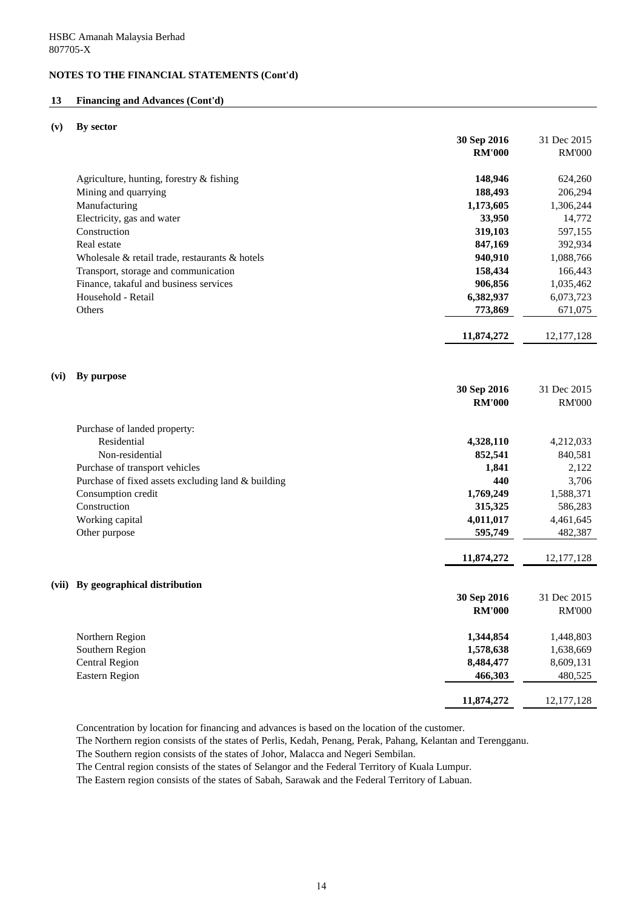HSBC Amanah Malaysia Berhad
807705-X

## NOTES TO THE FINANCIAL STATEMENTS (Cont'd)

### 13 Financing and Advances (Cont'd)

#### (v) By sector

| | 30 Sep 2016 | 31 Dec 2015 |
|---|---|---|
| | **RM'000** | RM'000 |
| Agriculture, hunting, forestry & fishing | **148,946** | 624,260 |
| Mining and quarrying | **188,493** | 206,294 |
| Manufacturing | **1,173,605** | 1,306,244 |
| Electricity, gas and water | **33,950** | 14,772 |
| Construction | **319,103** | 597,155 |
| Real estate | **847,169** | 392,934 |
| Wholesale & retail trade, restaurants & hotels | **940,910** | 1,088,766 |
| Transport, storage and communication | **158,434** | 166,443 |
| Finance, takaful and business services | **906,856** | 1,035,462 |
| Household - Retail | **6,382,937** | 6,073,723 |
| Others | **773,869** | 671,075 |
| | **11,874,272** | 12,177,128 |

#### (vi) By purpose

| | 30 Sep 2016 | 31 Dec 2015 |
|---|---|---|
| | **RM'000** | RM'000 |
| Purchase of landed property: | | |
| Residential | **4,328,110** | 4,212,033 |
| Non-residential | **852,541** | 840,581 |
| Purchase of transport vehicles | **1,841** | 2,122 |
| Purchase of fixed assets excluding land & building | **440** | 3,706 |
| Consumption credit | **1,769,249** | 1,588,371 |
| Construction | **315,325** | 586,283 |
| Working capital | **4,011,017** | 4,461,645 |
| Other purpose | **595,749** | 482,387 |
| | **11,874,272** | 12,177,128 |

#### (vii) By geographical distribution

| | 30 Sep 2016 | 31 Dec 2015 |
|---|---|---|
| | **RM'000** | RM'000 |
| Northern Region | **1,344,854** | 1,448,803 |
| Southern Region | **1,578,638** | 1,638,669 |
| Central Region | **8,484,477** | 8,609,131 |
| Eastern Region | **466,303** | 480,525 |
| | **11,874,272** | 12,177,128 |

Concentration by location for financing and advances is based on the location of the customer.
The Northern region consists of the states of Perlis, Kedah, Penang, Perak, Pahang, Kelantan and Terengganu.
The Southern region consists of the states of Johor, Malacca and Negeri Sembilan.
The Central region consists of the states of Selangor and the Federal Territory of Kuala Lumpur.
The Eastern region consists of the states of Sabah, Sarawak and the Federal Territory of Labuan.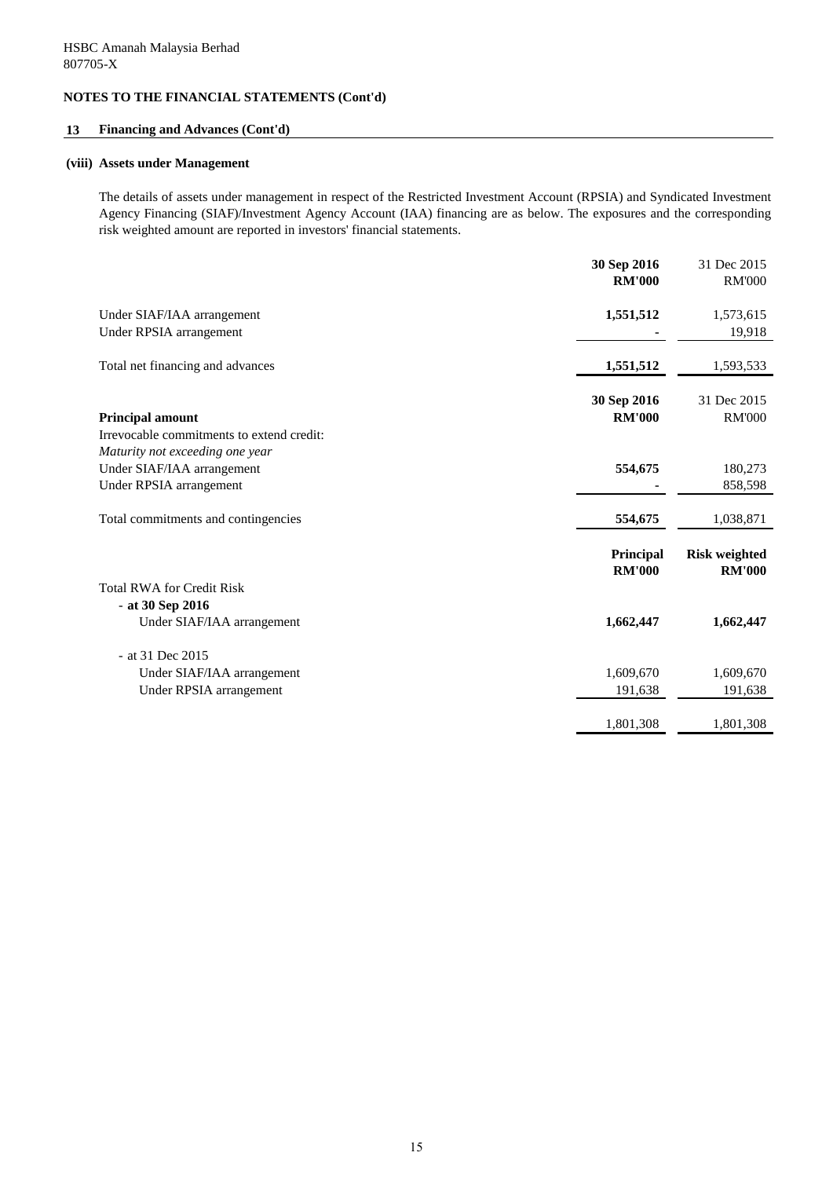HSBC Amanah Malaysia Berhad
807705-X

## NOTES TO THE FINANCIAL STATEMENTS (Cont'd)

### 13 Financing and Advances (Cont'd)

#### (viii) Assets under Management

The details of assets under management in respect of the Restricted Investment Account (RPSIA) and Syndicated Investment Agency Financing (SIAF)/Investment Agency Account (IAA) financing are as below. The exposures and the corresponding risk weighted amount are reported in investors' financial statements.

| | **30 Sep 2016** **RM'000** | 31 Dec 2015 RM'000 |
|---|---|---|
| Under SIAF/IAA arrangement | **1,551,512** | 1,573,615 |
| Under RPSIA arrangement | **-** | 19,918 |
| Total net financing and advances | **1,551,512** | 1,593,533 |

| **Principal amount** | **30 Sep 2016** **RM'000** | 31 Dec 2015 RM'000 |
|---|---|---|
| Irrevocable commitments to extend credit: | | |
| *Maturity not exceeding one year* | | |
| Under SIAF/IAA arrangement | **554,675** | 180,273 |
| Under RPSIA arrangement | **-** | 858,598 |
| Total commitments and contingencies | **554,675** | 1,038,871 |

| | **Principal** **RM'000** | **Risk weighted** **RM'000** |
|---|---|---|
| Total RWA for Credit Risk | | |
| - **at 30 Sep 2016** | | |
| Under SIAF/IAA arrangement | **1,662,447** | **1,662,447** |
| - at 31 Dec 2015 | | |
| Under SIAF/IAA arrangement | 1,609,670 | 1,609,670 |
| Under RPSIA arrangement | 191,638 | 191,638 |
| | 1,801,308 | 1,801,308 |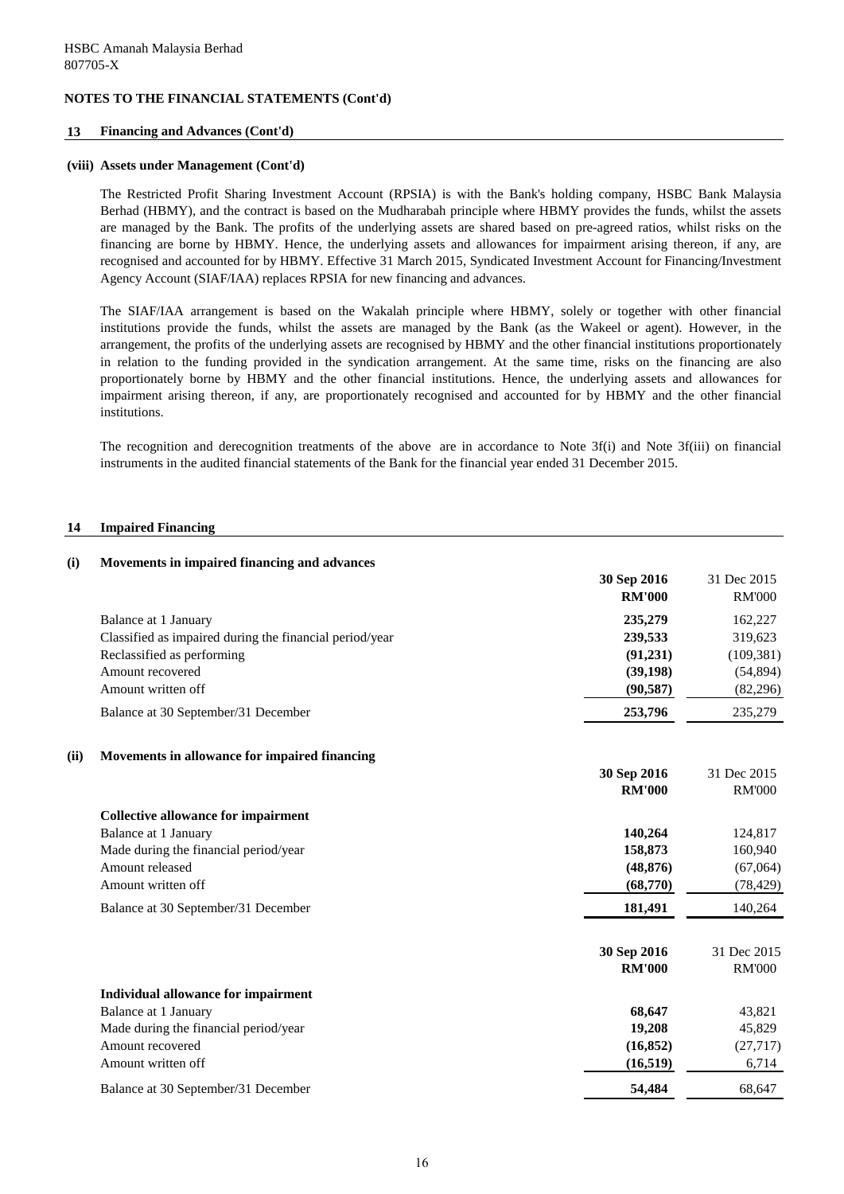HSBC Amanah Malaysia Berhad
807705-X

**NOTES TO THE FINANCIAL STATEMENTS (Cont'd)**

## 13 Financing and Advances (Cont'd)

### (viii) Assets under Management (Cont'd)

The Restricted Profit Sharing Investment Account (RPSIA) is with the Bank's holding company, HSBC Bank Malaysia Berhad (HBMY), and the contract is based on the Mudharabah principle where HBMY provides the funds, whilst the assets are managed by the Bank. The profits of the underlying assets are shared based on pre-agreed ratios, whilst risks on the financing are borne by HBMY. Hence, the underlying assets and allowances for impairment arising thereon, if any, are recognised and accounted for by HBMY. Effective 31 March 2015, Syndicated Investment Account for Financing/Investment Agency Account (SIAF/IAA) replaces RPSIA for new financing and advances.

The SIAF/IAA arrangement is based on the Wakalah principle where HBMY, solely or together with other financial institutions provide the funds, whilst the assets are managed by the Bank (as the Wakeel or agent). However, in the arrangement, the profits of the underlying assets are recognised by HBMY and the other financial institutions proportionately in relation to the funding provided in the syndication arrangement. At the same time, risks on the financing are also proportionately borne by HBMY and the other financial institutions. Hence, the underlying assets and allowances for impairment arising thereon, if any, are proportionately recognised and accounted for by HBMY and the other financial institutions.

The recognition and derecognition treatments of the above are in accordance to Note 3f(i) and Note 3f(iii) on financial instruments in the audited financial statements of the Bank for the financial year ended 31 December 2015.

## 14 Impaired Financing

### (i) Movements in impaired financing and advances

| | **30 Sep 2016** | 31 Dec 2015 |
|---|---|---|
| | **RM'000** | RM'000 |
| Balance at 1 January | **235,279** | 162,227 |
| Classified as impaired during the financial period/year | **239,533** | 319,623 |
| Reclassified as performing | **(91,231)** | (109,381) |
| Amount recovered | **(39,198)** | (54,894) |
| Amount written off | **(90,587)** | (82,296) |
| Balance at 30 September/31 December | **253,796** | 235,279 |

### (ii) Movements in allowance for impaired financing

| | **30 Sep 2016** | 31 Dec 2015 |
|---|---|---|
| | **RM'000** | RM'000 |
| **Collective allowance for impairment** | | |
| Balance at 1 January | **140,264** | 124,817 |
| Made during the financial period/year | **158,873** | 160,940 |
| Amount released | **(48,876)** | (67,064) |
| Amount written off | **(68,770)** | (78,429) |
| Balance at 30 September/31 December | **181,491** | 140,264 |

| | **30 Sep 2016** | 31 Dec 2015 |
|---|---|---|
| | **RM'000** | RM'000 |
| **Individual allowance for impairment** | | |
| Balance at 1 January | **68,647** | 43,821 |
| Made during the financial period/year | **19,208** | 45,829 |
| Amount recovered | **(16,852)** | (27,717) |
| Amount written off | **(16,519)** | 6,714 |
| Balance at 30 September/31 December | **54,484** | 68,647 |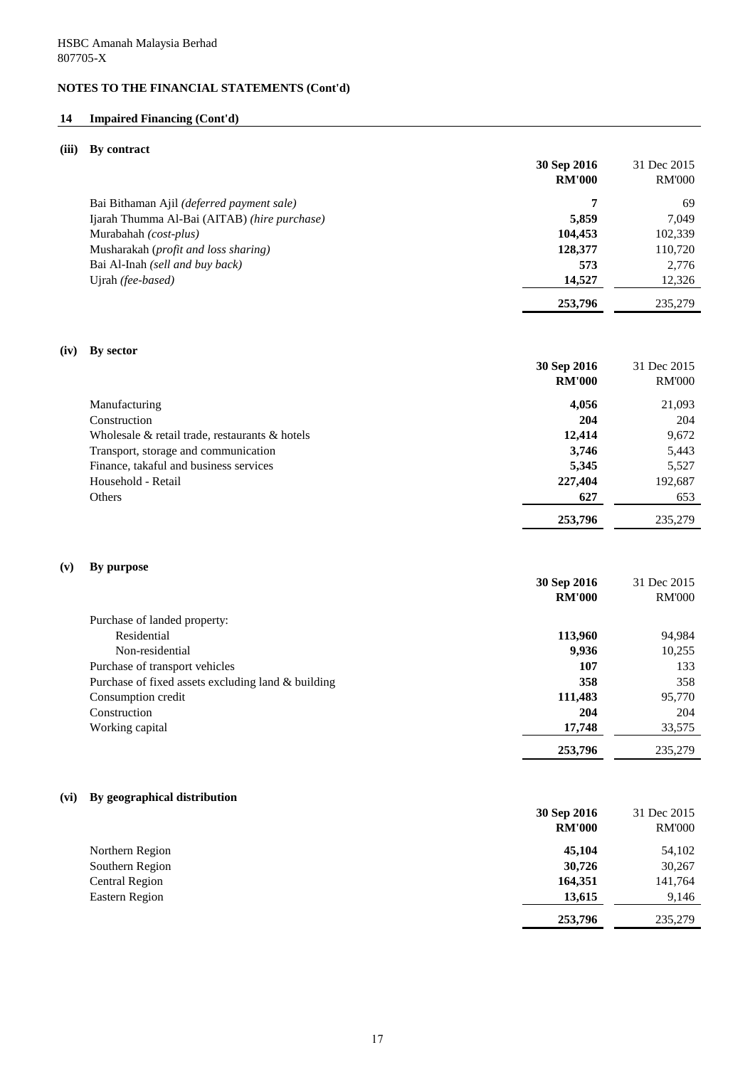HSBC Amanah Malaysia Berhad
807705-X

## NOTES TO THE FINANCIAL STATEMENTS (Cont'd)

### 14 Impaired Financing (Cont'd)

#### (iii) By contract

| | 30 Sep 2016 RM'000 | 31 Dec 2015 RM'000 |
|---|---|---|
| Bai Bithaman Ajil *(deferred payment sale)* | **7** | 69 |
| Ijarah Thumma Al-Bai (AITAB) *(hire purchase)* | **5,859** | 7,049 |
| Murabahah *(cost-plus)* | **104,453** | 102,339 |
| Musharakah (*profit and loss sharing)* | **128,377** | 110,720 |
| Bai Al-Inah *(sell and buy back)* | **573** | 2,776 |
| Ujrah *(fee-based)* | **14,527** | 12,326 |
| | **253,796** | 235,279 |

#### (iv) By sector

| | 30 Sep 2016 RM'000 | 31 Dec 2015 RM'000 |
|---|---|---|
| Manufacturing | **4,056** | 21,093 |
| Construction | **204** | 204 |
| Wholesale & retail trade, restaurants & hotels | **12,414** | 9,672 |
| Transport, storage and communication | **3,746** | 5,443 |
| Finance, takaful and business services | **5,345** | 5,527 |
| Household - Retail | **227,404** | 192,687 |
| Others | **627** | 653 |
| | **253,796** | 235,279 |

#### (v) By purpose

| | 30 Sep 2016 RM'000 | 31 Dec 2015 RM'000 |
|---|---|---|
| Purchase of landed property: | | |
| Residential | **113,960** | 94,984 |
| Non-residential | **9,936** | 10,255 |
| Purchase of transport vehicles | **107** | 133 |
| Purchase of fixed assets excluding land & building | **358** | 358 |
| Consumption credit | **111,483** | 95,770 |
| Construction | **204** | 204 |
| Working capital | **17,748** | 33,575 |
| | **253,796** | 235,279 |

#### (vi) By geographical distribution

| | 30 Sep 2016 RM'000 | 31 Dec 2015 RM'000 |
|---|---|---|
| Northern Region | **45,104** | 54,102 |
| Southern Region | **30,726** | 30,267 |
| Central Region | **164,351** | 141,764 |
| Eastern Region | **13,615** | 9,146 |
| | **253,796** | 235,279 |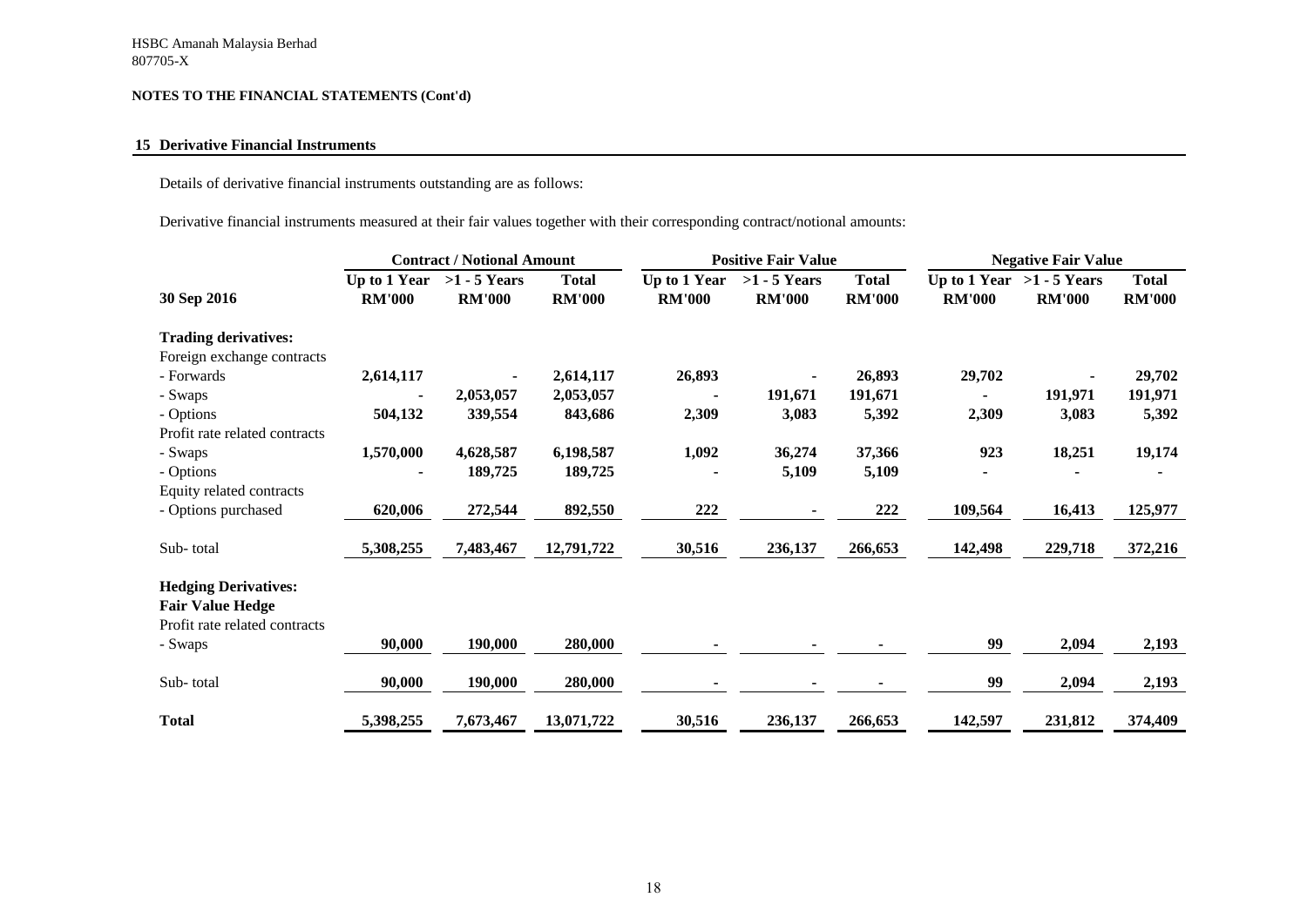HSBC Amanah Malaysia Berhad
807705-X

**NOTES TO THE FINANCIAL STATEMENTS (Cont'd)**

## 15 Derivative Financial Instruments

Details of derivative financial instruments outstanding are as follows:

Derivative financial instruments measured at their fair values together with their corresponding contract/notional amounts:

| | Contract / Notional Amount | | | Positive Fair Value | | | Negative Fair Value | | |
|---|---|---|---|---|---|---|---|---|---|
| **30 Sep 2016** | **Up to 1 Year RM'000** | **>1 - 5 Years RM'000** | **Total RM'000** | **Up to 1 Year RM'000** | **>1 - 5 Years RM'000** | **Total RM'000** | **Up to 1 Year RM'000** | **>1 - 5 Years RM'000** | **Total RM'000** |
| **Trading derivatives:** | | | | | | | | | |
| Foreign exchange contracts | | | | | | | | | |
| - Forwards | **2,614,117** | **-** | **2,614,117** | **26,893** | **-** | **26,893** | **29,702** | **-** | **29,702** |
| - Swaps | **-** | **2,053,057** | **2,053,057** | **-** | **191,671** | **191,671** | **-** | **191,971** | **191,971** |
| - Options | **504,132** | **339,554** | **843,686** | **2,309** | **3,083** | **5,392** | **2,309** | **3,083** | **5,392** |
| Profit rate related contracts | | | | | | | | | |
| - Swaps | **1,570,000** | **4,628,587** | **6,198,587** | **1,092** | **36,274** | **37,366** | **923** | **18,251** | **19,174** |
| - Options | **-** | **189,725** | **189,725** | **-** | **5,109** | **5,109** | **-** | **-** | **-** |
| Equity related contracts | | | | | | | | | |
| - Options purchased | **620,006** | **272,544** | **892,550** | **222** | **-** | **222** | **109,564** | **16,413** | **125,977** |
| Sub- total | **5,308,255** | **7,483,467** | **12,791,722** | **30,516** | **236,137** | **266,653** | **142,498** | **229,718** | **372,216** |
| **Hedging Derivatives:** | | | | | | | | | |
| **Fair Value Hedge** | | | | | | | | | |
| Profit rate related contracts | | | | | | | | | |
| - Swaps | **90,000** | **190,000** | **280,000** | **-** | **-** | **-** | **99** | **2,094** | **2,193** |
| Sub- total | **90,000** | **190,000** | **280,000** | **-** | **-** | **-** | **99** | **2,094** | **2,193** |
| **Total** | **5,398,255** | **7,673,467** | **13,071,722** | **30,516** | **236,137** | **266,653** | **142,597** | **231,812** | **374,409** |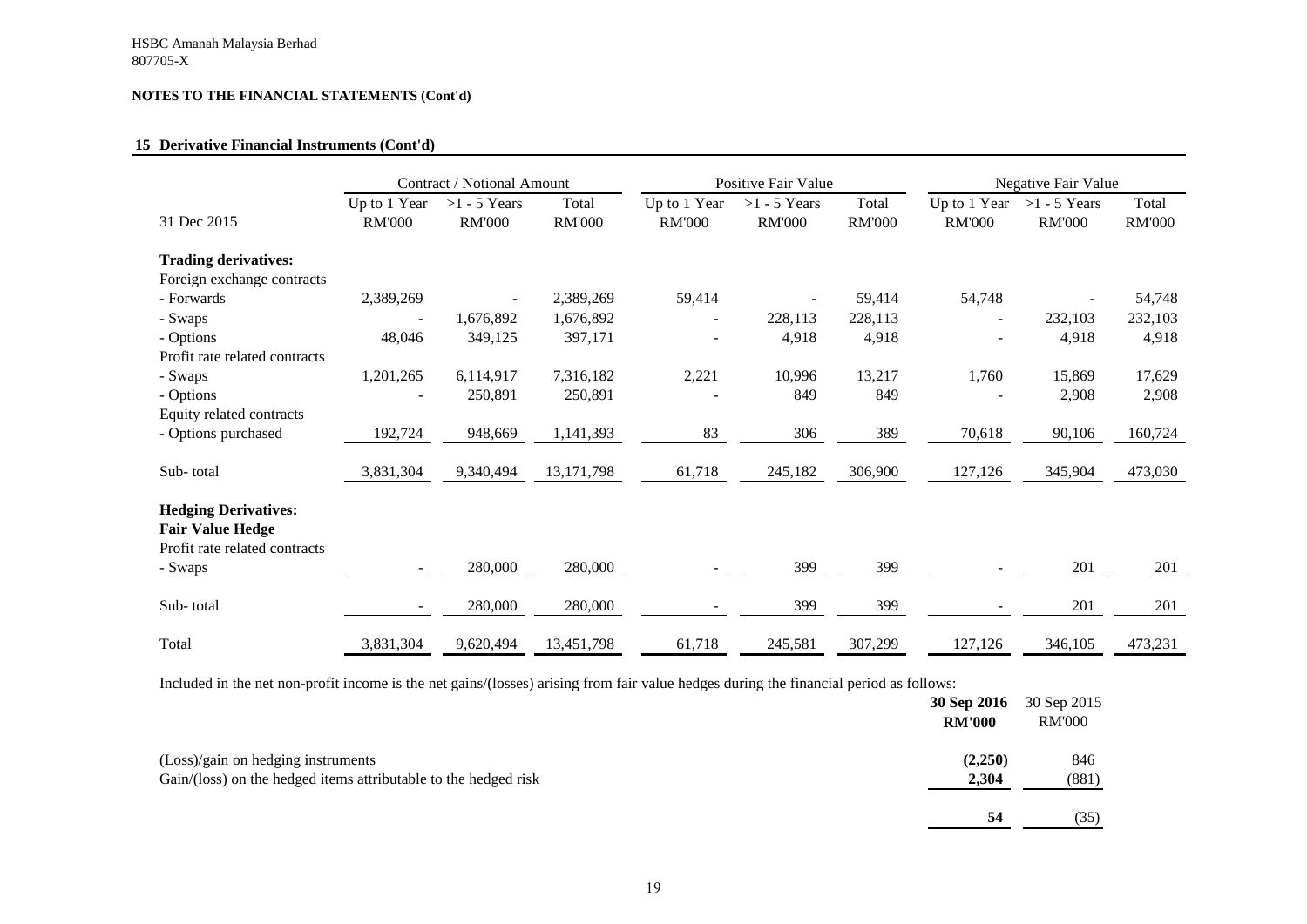HSBC Amanah Malaysia Berhad
807705-X

**NOTES TO THE FINANCIAL STATEMENTS (Cont'd)**

## 15 Derivative Financial Instruments (Cont'd)

| | Contract / Notional Amount | | | Positive Fair Value | | | Negative Fair Value | | |
|---|---|---|---|---|---|---|---|---|---|
| 31 Dec 2015 | Up to 1 Year RM'000 | >1 - 5 Years RM'000 | Total RM'000 | Up to 1 Year RM'000 | >1 - 5 Years RM'000 | Total RM'000 | Up to 1 Year RM'000 | >1 - 5 Years RM'000 | Total RM'000 |
| **Trading derivatives:** | | | | | | | | | |
| Foreign exchange contracts | | | | | | | | | |
| - Forwards | 2,389,269 | - | 2,389,269 | 59,414 | - | 59,414 | 54,748 | - | 54,748 |
| - Swaps | - | 1,676,892 | 1,676,892 | - | 228,113 | 228,113 | - | 232,103 | 232,103 |
| - Options | 48,046 | 349,125 | 397,171 | - | 4,918 | 4,918 | - | 4,918 | 4,918 |
| Profit rate related contracts | | | | | | | | | |
| - Swaps | 1,201,265 | 6,114,917 | 7,316,182 | 2,221 | 10,996 | 13,217 | 1,760 | 15,869 | 17,629 |
| - Options | - | 250,891 | 250,891 | - | 849 | 849 | - | 2,908 | 2,908 |
| Equity related contracts | | | | | | | | | |
| - Options purchased | 192,724 | 948,669 | 1,141,393 | 83 | 306 | 389 | 70,618 | 90,106 | 160,724 |
| Sub- total | 3,831,304 | 9,340,494 | 13,171,798 | 61,718 | 245,182 | 306,900 | 127,126 | 345,904 | 473,030 |
| **Hedging Derivatives:** | | | | | | | | | |
| **Fair Value Hedge** | | | | | | | | | |
| Profit rate related contracts | | | | | | | | | |
| - Swaps | - | 280,000 | 280,000 | - | 399 | 399 | - | 201 | 201 |
| Sub- total | - | 280,000 | 280,000 | - | 399 | 399 | - | 201 | 201 |
| Total | 3,831,304 | 9,620,494 | 13,451,798 | 61,718 | 245,581 | 307,299 | 127,126 | 346,105 | 473,231 |

Included in the net non-profit income is the net gains/(losses) arising from fair value hedges during the financial period as follows:

| | **30 Sep 2016 RM'000** | 30 Sep 2015 RM'000 |
|---|---|---|
| (Loss)/gain on hedging instruments | **(2,250)** | 846 |
| Gain/(loss) on the hedged items attributable to the hedged risk | **2,304** | (881) |
| | **54** | (35) |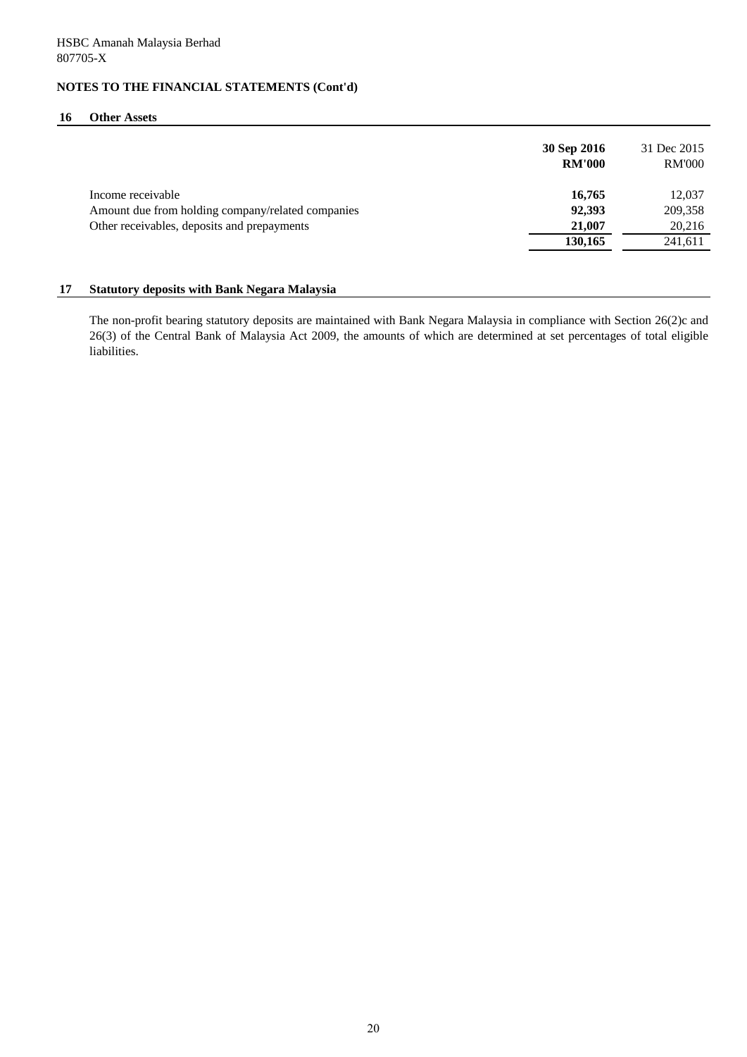HSBC Amanah Malaysia Berhad
807705-X

**NOTES TO THE FINANCIAL STATEMENTS (Cont'd)**

## 16 Other Assets

| | 30 Sep 2016<br>RM'000 | 31 Dec 2015<br>RM'000 |
|---|---|---|
| Income receivable | **16,765** | 12,037 |
| Amount due from holding company/related companies | **92,393** | 209,358 |
| Other receivables, deposits and prepayments | **21,007** | 20,216 |
| | **130,165** | 241,611 |

## 17 Statutory deposits with Bank Negara Malaysia

The non-profit bearing statutory deposits are maintained with Bank Negara Malaysia in compliance with Section 26(2)c and 26(3) of the Central Bank of Malaysia Act 2009, the amounts of which are determined at set percentages of total eligible liabilities.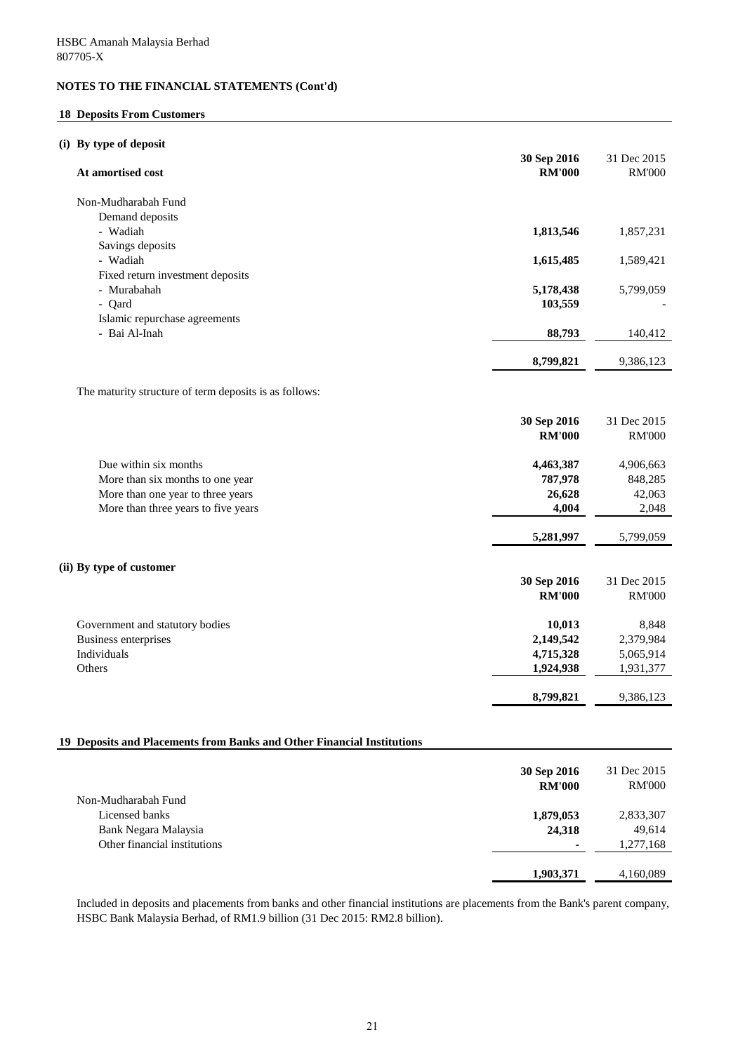HSBC Amanah Malaysia Berhad
807705-X

**NOTES TO THE FINANCIAL STATEMENTS (Cont'd)**

## 18 Deposits From Customers

### (i) By type of deposit

| At amortised cost | 30 Sep 2016 RM'000 | 31 Dec 2015 RM'000 |
|---|---|---|
| Non-Mudharabah Fund | | |
| Demand deposits | | |
| - Wadiah | **1,813,546** | 1,857,231 |
| Savings deposits | | |
| - Wadiah | **1,615,485** | 1,589,421 |
| Fixed return investment deposits | | |
| - Murabahah | **5,178,438** | 5,799,059 |
| - Qard | **103,559** | - |
| Islamic repurchase agreements | | |
| - Bai Al-Inah | **88,793** | 140,412 |
| | **8,799,821** | 9,386,123 |

The maturity structure of term deposits is as follows:

| | 30 Sep 2016 RM'000 | 31 Dec 2015 RM'000 |
|---|---|---|
| Due within six months | **4,463,387** | 4,906,663 |
| More than six months to one year | **787,978** | 848,285 |
| More than one year to three years | **26,628** | 42,063 |
| More than three years to five years | **4,004** | 2,048 |
| | **5,281,997** | 5,799,059 |

### (ii) By type of customer

| | 30 Sep 2016 RM'000 | 31 Dec 2015 RM'000 |
|---|---|---|
| Government and statutory bodies | **10,013** | 8,848 |
| Business enterprises | **2,149,542** | 2,379,984 |
| Individuals | **4,715,328** | 5,065,914 |
| Others | **1,924,938** | 1,931,377 |
| | **8,799,821** | 9,386,123 |

## 19 Deposits and Placements from Banks and Other Financial Institutions

| | 30 Sep 2016 RM'000 | 31 Dec 2015 RM'000 |
|---|---|---|
| Non-Mudharabah Fund | | |
| Licensed banks | **1,879,053** | 2,833,307 |
| Bank Negara Malaysia | **24,318** | 49,614 |
| Other financial institutions | **-** | 1,277,168 |
| | **1,903,371** | 4,160,089 |

Included in deposits and placements from banks and other financial institutions are placements from the Bank's parent company, HSBC Bank Malaysia Berhad, of RM1.9 billion (31 Dec 2015: RM2.8 billion).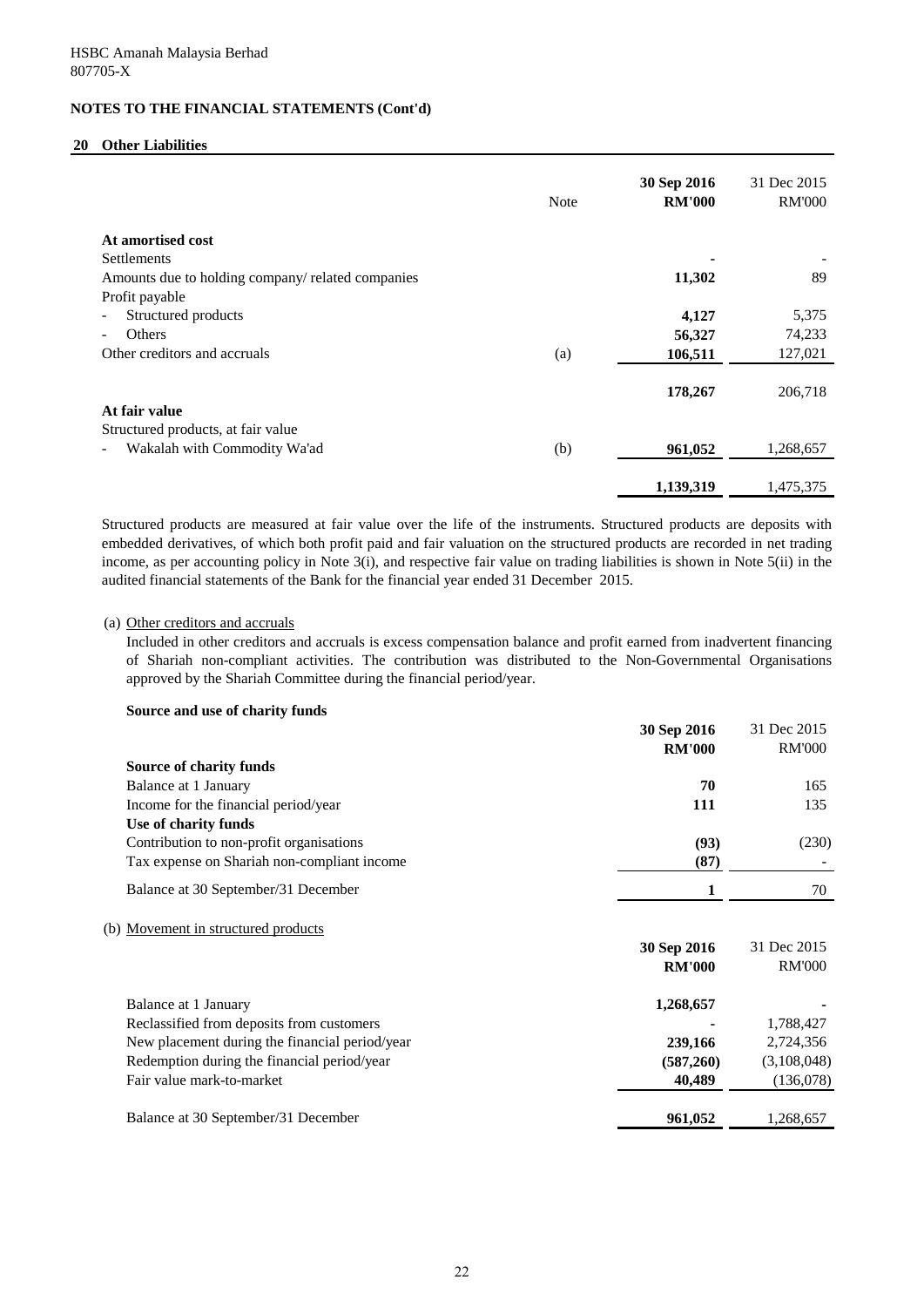HSBC Amanah Malaysia Berhad
807705-X

**NOTES TO THE FINANCIAL STATEMENTS (Cont'd)**

## 20 Other Liabilities

| | Note | 30 Sep 2016 RM'000 | 31 Dec 2015 RM'000 |
|---|---|---|---|
| **At amortised cost** | | | |
| Settlements | | - | - |
| Amounts due to holding company/ related companies | | **11,302** | 89 |
| Profit payable | | | |
| - Structured products | | **4,127** | 5,375 |
| - Others | | **56,327** | 74,233 |
| Other creditors and accruals | (a) | **106,511** | 127,021 |
| | | **178,267** | 206,718 |
| **At fair value** | | | |
| Structured products, at fair value | | | |
| - Wakalah with Commodity Wa'ad | (b) | **961,052** | 1,268,657 |
| | | **1,139,319** | 1,475,375 |

Structured products are measured at fair value over the life of the instruments. Structured products are deposits with embedded derivatives, of which both profit paid and fair valuation on the structured products are recorded in net trading income, as per accounting policy in Note 3(i), and respective fair value on trading liabilities is shown in Note 5(ii) in the audited financial statements of the Bank for the financial year ended 31 December 2015.

(a) Other creditors and accruals

Included in other creditors and accruals is excess compensation balance and profit earned from inadvertent financing of Shariah non-compliant activities. The contribution was distributed to the Non-Governmental Organisations approved by the Shariah Committee during the financial period/year.

**Source and use of charity funds**

| | 30 Sep 2016 RM'000 | 31 Dec 2015 RM'000 |
|---|---|---|
| **Source of charity funds** | | |
| Balance at 1 January | **70** | 165 |
| Income for the financial period/year | **111** | 135 |
| **Use of charity funds** | | |
| Contribution to non-profit organisations | **(93)** | (230) |
| Tax expense on Shariah non-compliant income | **(87)** | - |
| Balance at 30 September/31 December | **1** | 70 |

(b) Movement in structured products

| | 30 Sep 2016 RM'000 | 31 Dec 2015 RM'000 |
|---|---|---|
| Balance at 1 January | **1,268,657** | - |
| Reclassified from deposits from customers | - | 1,788,427 |
| New placement during the financial period/year | **239,166** | 2,724,356 |
| Redemption during the financial period/year | **(587,260)** | (3,108,048) |
| Fair value mark-to-market | **40,489** | (136,078) |
| Balance at 30 September/31 December | **961,052** | 1,268,657 |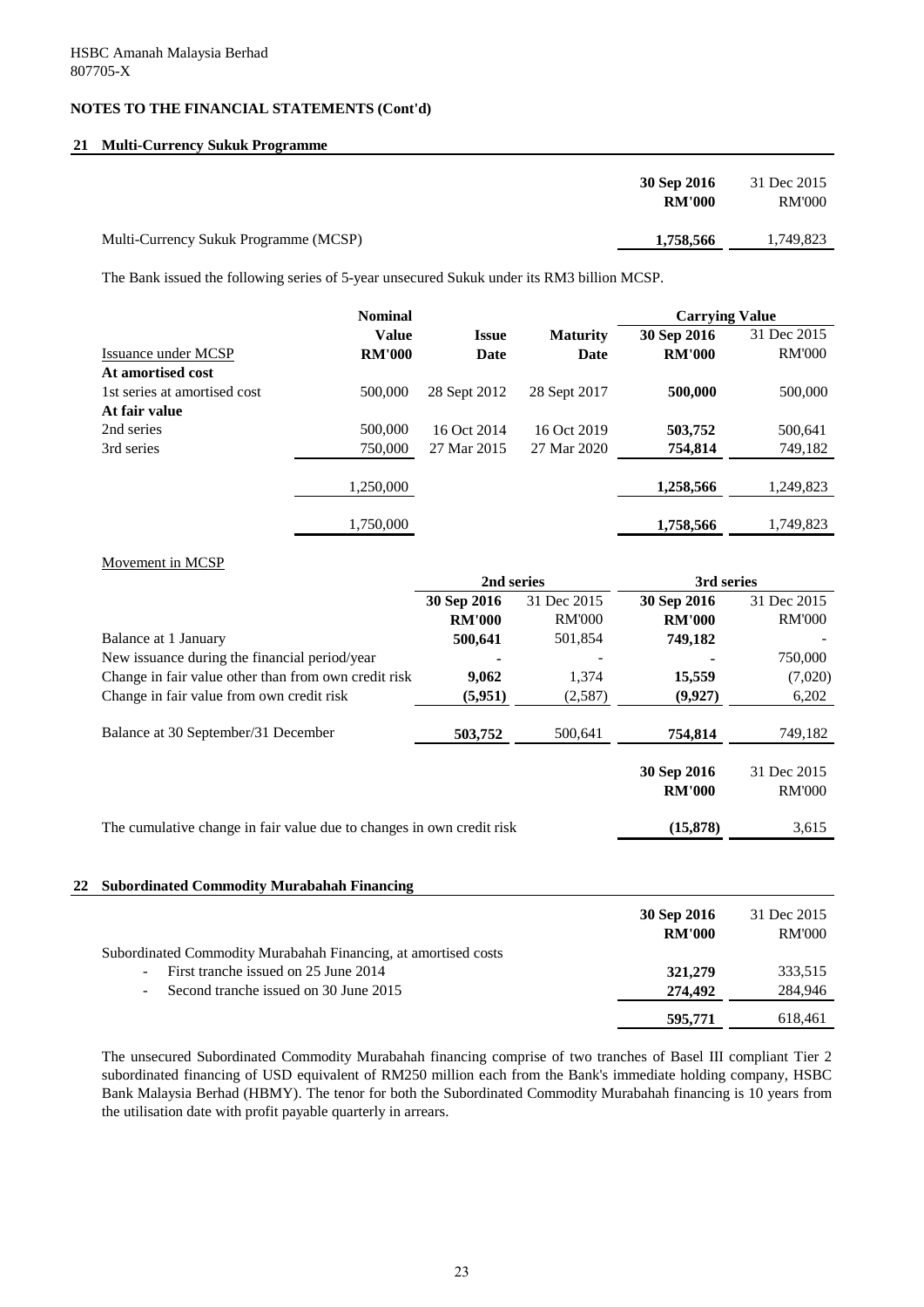HSBC Amanah Malaysia Berhad
807705-X

## NOTES TO THE FINANCIAL STATEMENTS (Cont'd)

### 21 Multi-Currency Sukuk Programme

| | 30 Sep 2016 RM'000 | 31 Dec 2015 RM'000 |
|---|---|---|
| Multi-Currency Sukuk Programme (MCSP) | **1,758,566** | 1,749,823 |

The Bank issued the following series of 5-year unsecured Sukuk under its RM3 billion MCSP.

| Issuance under MCSP | Nominal Value RM'000 | Issue Date | Maturity Date | Carrying Value 30 Sep 2016 RM'000 | Carrying Value 31 Dec 2015 RM'000 |
|---|---|---|---|---|---|
| **At amortised cost** | | | | | |
| 1st series at amortised cost | 500,000 | 28 Sept 2012 | 28 Sept 2017 | **500,000** | 500,000 |
| **At fair value** | | | | | |
| 2nd series | 500,000 | 16 Oct 2014 | 16 Oct 2019 | **503,752** | 500,641 |
| 3rd series | 750,000 | 27 Mar 2015 | 27 Mar 2020 | **754,814** | 749,182 |
| | 1,250,000 | | | **1,258,566** | 1,249,823 |
| | 1,750,000 | | | **1,758,566** | 1,749,823 |

Movement in MCSP

| | 2nd series | | 3rd series | |
|---|---|---|---|---|
| | **30 Sep 2016 RM'000** | 31 Dec 2015 RM'000 | **30 Sep 2016 RM'000** | 31 Dec 2015 RM'000 |
| Balance at 1 January | **500,641** | 501,854 | **749,182** | - |
| New issuance during the financial period/year | **-** | - | **-** | 750,000 |
| Change in fair value other than from own credit risk | **9,062** | 1,374 | **15,559** | (7,020) |
| Change in fair value from own credit risk | **(5,951)** | (2,587) | **(9,927)** | 6,202 |
| Balance at 30 September/31 December | **503,752** | 500,641 | **754,814** | 749,182 |

| | 30 Sep 2016 RM'000 | 31 Dec 2015 RM'000 |
|---|---|---|
| The cumulative change in fair value due to changes in own credit risk | **(15,878)** | 3,615 |

### 22 Subordinated Commodity Murabahah Financing

| | 30 Sep 2016 RM'000 | 31 Dec 2015 RM'000 |
|---|---|---|
| Subordinated Commodity Murabahah Financing, at amortised costs | | |
| - First tranche issued on 25 June 2014 | **321,279** | 333,515 |
| - Second tranche issued on 30 June 2015 | **274,492** | 284,946 |
| | **595,771** | 618,461 |

The unsecured Subordinated Commodity Murabahah financing comprise of two tranches of Basel III compliant Tier 2 subordinated financing of USD equivalent of RM250 million each from the Bank's immediate holding company, HSBC Bank Malaysia Berhad (HBMY). The tenor for both the Subordinated Commodity Murabahah financing is 10 years from the utilisation date with profit payable quarterly in arrears.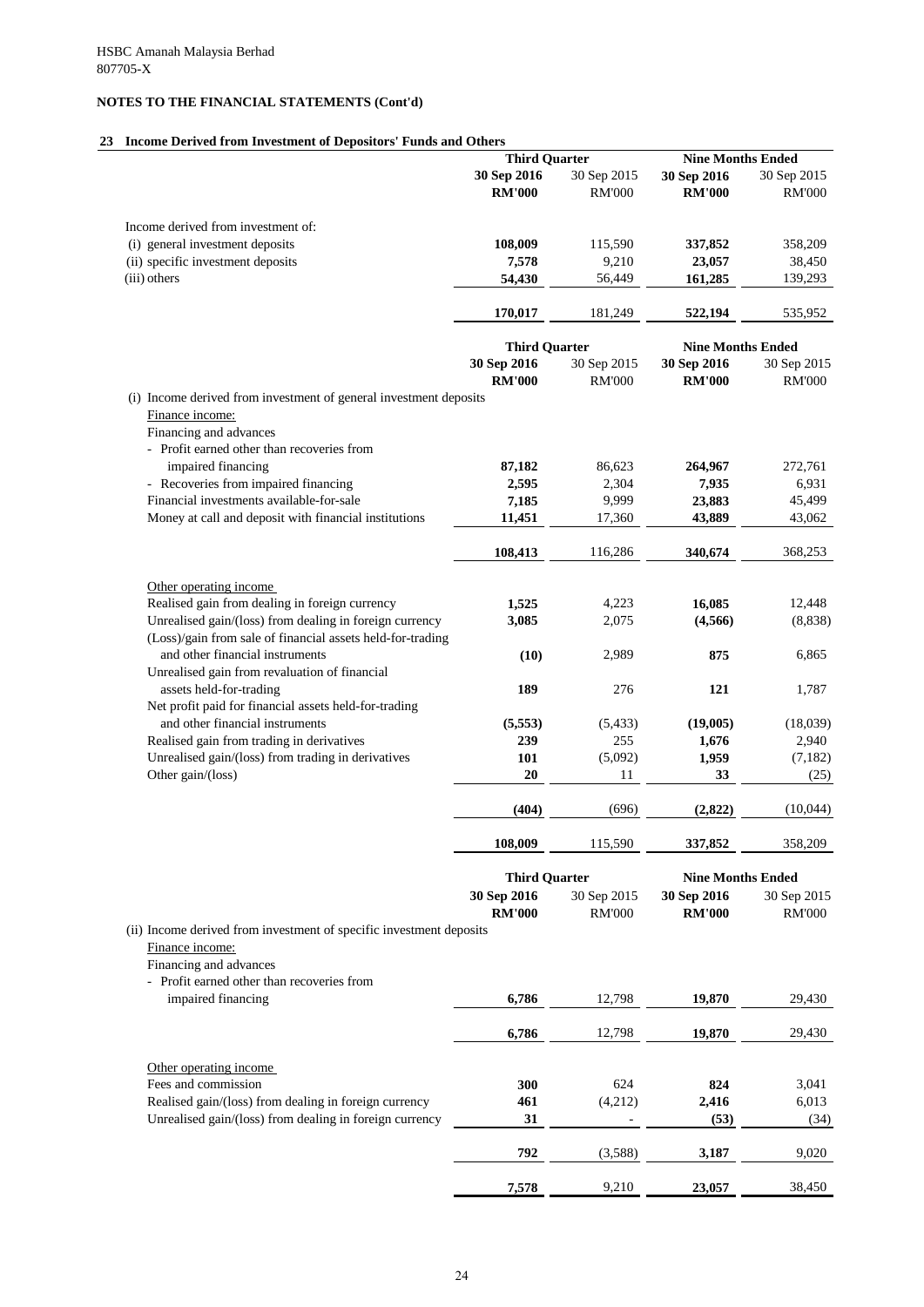HSBC Amanah Malaysia Berhad
807705-X

**NOTES TO THE FINANCIAL STATEMENTS (Cont'd)**

## 23 Income Derived from Investment of Depositors' Funds and Others

| | Third Quarter | | Nine Months Ended | |
|---|---|---|---|---|
| | **30 Sep 2016** | 30 Sep 2015 | **30 Sep 2016** | 30 Sep 2015 |
| | **RM'000** | RM'000 | **RM'000** | RM'000 |
| Income derived from investment of: | | | | |
| (i) general investment deposits | **108,009** | 115,590 | **337,852** | 358,209 |
| (ii) specific investment deposits | **7,578** | 9,210 | **23,057** | 38,450 |
| (iii) others | **54,430** | 56,449 | **161,285** | 139,293 |
| | **170,017** | 181,249 | **522,194** | 535,952 |

| | Third Quarter | | Nine Months Ended | |
|---|---|---|---|---|
| | **30 Sep 2016** | 30 Sep 2015 | **30 Sep 2016** | 30 Sep 2015 |
| | **RM'000** | RM'000 | **RM'000** | RM'000 |
| (i) Income derived from investment of general investment deposits | | | | |
| Finance income: | | | | |
| Financing and advances | | | | |
| - Profit earned other than recoveries from impaired financing | **87,182** | 86,623 | **264,967** | 272,761 |
| - Recoveries from impaired financing | **2,595** | 2,304 | **7,935** | 6,931 |
| Financial investments available-for-sale | **7,185** | 9,999 | **23,883** | 45,499 |
| Money at call and deposit with financial institutions | **11,451** | 17,360 | **43,889** | 43,062 |
| | **108,413** | 116,286 | **340,674** | 368,253 |
| Other operating income | | | | |
| Realised gain from dealing in foreign currency | **1,525** | 4,223 | **16,085** | 12,448 |
| Unrealised gain/(loss) from dealing in foreign currency | **3,085** | 2,075 | **(4,566)** | (8,838) |
| (Loss)/gain from sale of financial assets held-for-trading and other financial instruments | **(10)** | 2,989 | **875** | 6,865 |
| Unrealised gain from revaluation of financial assets held-for-trading | **189** | 276 | **121** | 1,787 |
| Net profit paid for financial assets held-for-trading and other financial instruments | **(5,553)** | (5,433) | **(19,005)** | (18,039) |
| Realised gain from trading in derivatives | **239** | 255 | **1,676** | 2,940 |
| Unrealised gain/(loss) from trading in derivatives | **101** | (5,092) | **1,959** | (7,182) |
| Other gain/(loss) | **20** | 11 | **33** | (25) |
| | **(404)** | (696) | **(2,822)** | (10,044) |
| | **108,009** | 115,590 | **337,852** | 358,209 |

| | Third Quarter | | Nine Months Ended | |
|---|---|---|---|---|
| | **30 Sep 2016** | 30 Sep 2015 | **30 Sep 2016** | 30 Sep 2015 |
| | **RM'000** | RM'000 | **RM'000** | RM'000 |
| (ii) Income derived from investment of specific investment deposits | | | | |
| Finance income: | | | | |
| Financing and advances | | | | |
| - Profit earned other than recoveries from impaired financing | **6,786** | 12,798 | **19,870** | 29,430 |
| | **6,786** | 12,798 | **19,870** | 29,430 |
| Other operating income | | | | |
| Fees and commission | **300** | 624 | **824** | 3,041 |
| Realised gain/(loss) from dealing in foreign currency | **461** | (4,212) | **2,416** | 6,013 |
| Unrealised gain/(loss) from dealing in foreign currency | **31** | - | **(53)** | (34) |
| | **792** | (3,588) | **3,187** | 9,020 |
| | **7,578** | 9,210 | **23,057** | 38,450 |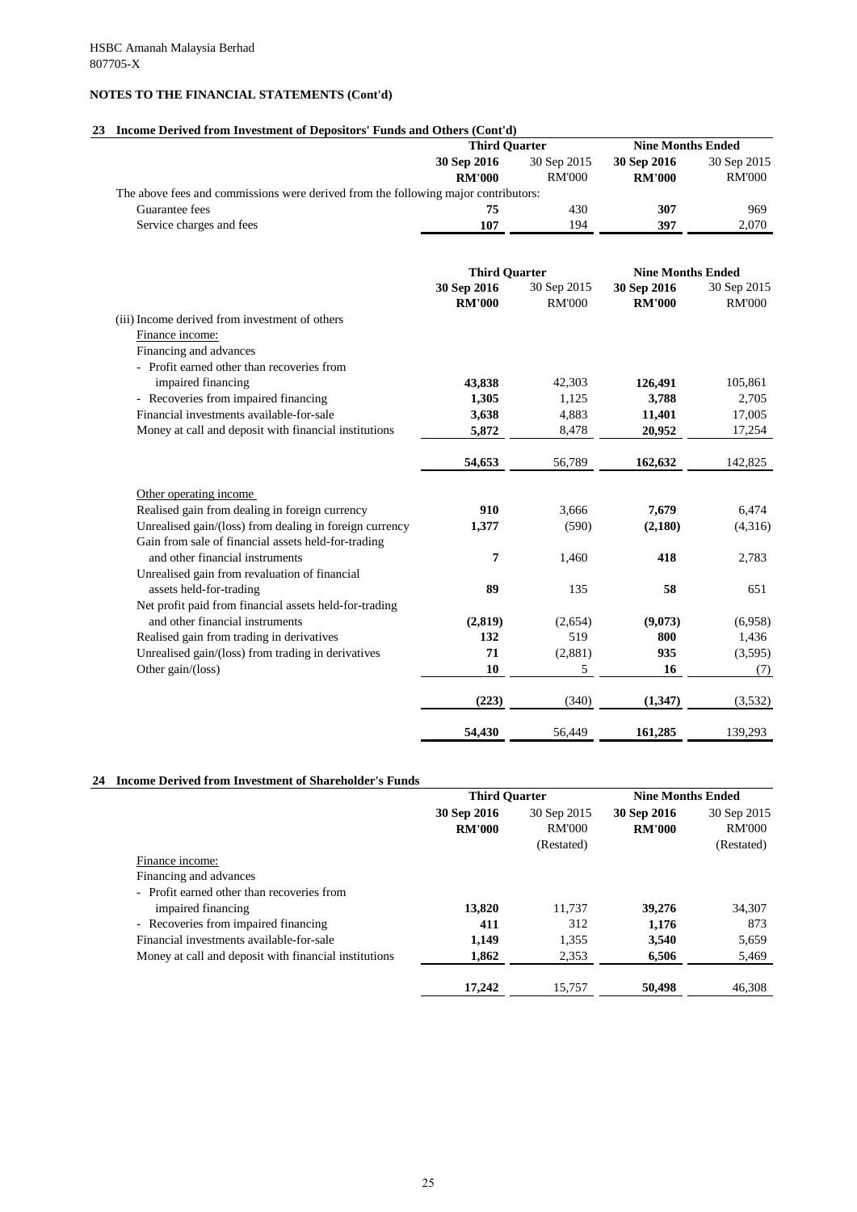HSBC Amanah Malaysia Berhad
807705-X

**NOTES TO THE FINANCIAL STATEMENTS (Cont'd)**

## 23 Income Derived from Investment of Depositors' Funds and Others (Cont'd)

| | Third Quarter | | Nine Months Ended | |
|---|---|---|---|---|
| | **30 Sep 2016** | 30 Sep 2015 | **30 Sep 2016** | 30 Sep 2015 |
| | **RM'000** | RM'000 | **RM'000** | RM'000 |
| The above fees and commissions were derived from the following major contributors: | | | | |
| Guarantee fees | **75** | 430 | **307** | 969 |
| Service charges and fees | **107** | 194 | **397** | 2,070 |

| | Third Quarter | | Nine Months Ended | |
|---|---|---|---|---|
| | **30 Sep 2016** | 30 Sep 2015 | **30 Sep 2016** | 30 Sep 2015 |
| | **RM'000** | RM'000 | **RM'000** | RM'000 |
| (iii) Income derived from investment of others | | | | |
| Finance income: | | | | |
| Financing and advances | | | | |
| - Profit earned other than recoveries from impaired financing | **43,838** | 42,303 | **126,491** | 105,861 |
| - Recoveries from impaired financing | **1,305** | 1,125 | **3,788** | 2,705 |
| Financial investments available-for-sale | **3,638** | 4,883 | **11,401** | 17,005 |
| Money at call and deposit with financial institutions | **5,872** | 8,478 | **20,952** | 17,254 |
| | **54,653** | 56,789 | **162,632** | 142,825 |
| Other operating income | | | | |
| Realised gain from dealing in foreign currency | **910** | 3,666 | **7,679** | 6,474 |
| Unrealised gain/(loss) from dealing in foreign currency | **1,377** | (590) | **(2,180)** | (4,316) |
| Gain from sale of financial assets held-for-trading and other financial instruments | **7** | 1,460 | **418** | 2,783 |
| Unrealised gain from revaluation of financial assets held-for-trading | **89** | 135 | **58** | 651 |
| Net profit paid from financial assets held-for-trading and other financial instruments | **(2,819)** | (2,654) | **(9,073)** | (6,958) |
| Realised gain from trading in derivatives | **132** | 519 | **800** | 1,436 |
| Unrealised gain/(loss) from trading in derivatives | **71** | (2,881) | **935** | (3,595) |
| Other gain/(loss) | **10** | 5 | **16** | (7) |
| | **(223)** | (340) | **(1,347)** | (3,532) |
| | **54,430** | 56,449 | **161,285** | 139,293 |

## 24 Income Derived from Investment of Shareholder's Funds

| | Third Quarter | | Nine Months Ended | |
|---|---|---|---|---|
| | **30 Sep 2016** | 30 Sep 2015 | **30 Sep 2016** | 30 Sep 2015 |
| | **RM'000** | RM'000 | **RM'000** | RM'000 |
| | | (Restated) | | (Restated) |
| Finance income: | | | | |
| Financing and advances | | | | |
| - Profit earned other than recoveries from impaired financing | **13,820** | 11,737 | **39,276** | 34,307 |
| - Recoveries from impaired financing | **411** | 312 | **1,176** | 873 |
| Financial investments available-for-sale | **1,149** | 1,355 | **3,540** | 5,659 |
| Money at call and deposit with financial institutions | **1,862** | 2,353 | **6,506** | 5,469 |
| | **17,242** | 15,757 | **50,498** | 46,308 |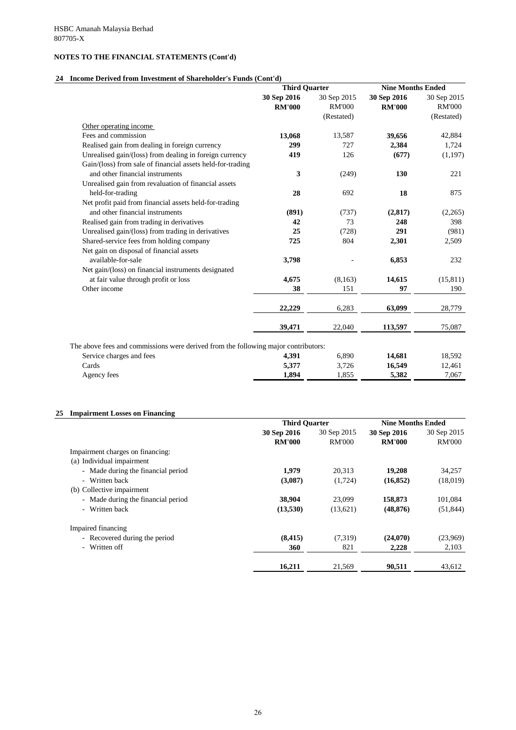HSBC Amanah Malaysia Berhad
807705-X

**NOTES TO THE FINANCIAL STATEMENTS (Cont'd)**

## 24 Income Derived from Investment of Shareholder's Funds (Cont'd)

| | Third Quarter | | Nine Months Ended | |
|---|---|---|---|---|
| | **30 Sep 2016** | 30 Sep 2015 | **30 Sep 2016** | 30 Sep 2015 |
| | **RM'000** | RM'000 | **RM'000** | RM'000 |
| | | (Restated) | | (Restated) |
| Other operating income | | | | |
| Fees and commission | **13,068** | 13,587 | **39,656** | 42,884 |
| Realised gain from dealing in foreign currency | **299** | 727 | **2,384** | 1,724 |
| Unrealised gain/(loss) from dealing in foreign currency | **419** | 126 | **(677)** | (1,197) |
| Gain/(loss) from sale of financial assets held-for-trading and other financial instruments | **3** | (249) | **130** | 221 |
| Unrealised gain from revaluation of financial assets held-for-trading | **28** | 692 | **18** | 875 |
| Net profit paid from financial assets held-for-trading and other financial instruments | **(891)** | (737) | **(2,817)** | (2,265) |
| Realised gain from trading in derivatives | **42** | 73 | **248** | 398 |
| Unrealised gain/(loss) from trading in derivatives | **25** | (728) | **291** | (981) |
| Shared-service fees from holding company | **725** | 804 | **2,301** | 2,509 |
| Net gain on disposal of financial assets available-for-sale | **3,798** | - | **6,853** | 232 |
| Net gain/(loss) on financial instruments designated at fair value through profit or loss | **4,675** | (8,163) | **14,615** | (15,811) |
| Other income | **38** | 151 | **97** | 190 |
| | **22,229** | 6,283 | **63,099** | 28,779 |
| | **39,471** | 22,040 | **113,597** | 75,087 |

The above fees and commissions were derived from the following major contributors:

| | | | | |
|---|---|---|---|---|
| Service charges and fees | **4,391** | 6,890 | **14,681** | 18,592 |
| Cards | **5,377** | 3,726 | **16,549** | 12,461 |
| Agency fees | **1,894** | 1,855 | **5,382** | 7,067 |

## 25 Impairment Losses on Financing

| | Third Quarter | | Nine Months Ended | |
|---|---|---|---|---|
| | **30 Sep 2016** | 30 Sep 2015 | **30 Sep 2016** | 30 Sep 2015 |
| | **RM'000** | RM'000 | **RM'000** | RM'000 |
| Impairment charges on financing: | | | | |
| (a) Individual impairment | | | | |
| - Made during the financial period | **1,979** | 20,313 | **19,208** | 34,257 |
| - Written back | **(3,087)** | (1,724) | **(16,852)** | (18,019) |
| (b) Collective impairment | | | | |
| - Made during the financial period | **38,904** | 23,099 | **158,873** | 101,084 |
| - Written back | **(13,530)** | (13,621) | **(48,876)** | (51,844) |
| Impaired financing | | | | |
| - Recovered during the period | **(8,415)** | (7,319) | **(24,070)** | (23,969) |
| - Written off | **360** | 821 | **2,228** | 2,103 |
| | **16,211** | 21,569 | **90,511** | 43,612 |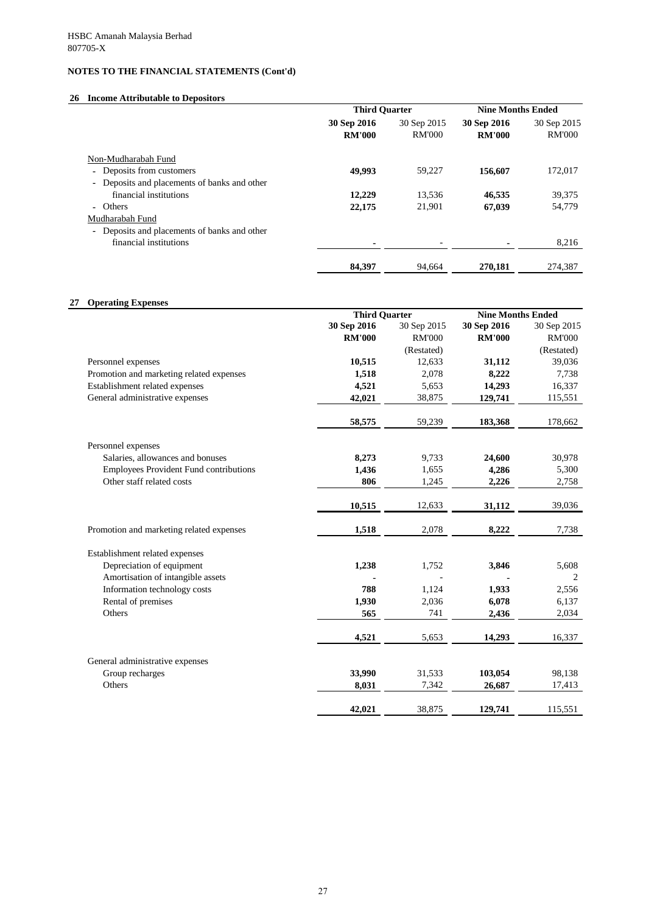HSBC Amanah Malaysia Berhad
807705-X

**NOTES TO THE FINANCIAL STATEMENTS (Cont'd)**

## 26 Income Attributable to Depositors

| | Third Quarter | | Nine Months Ended | |
|---|---|---|---|---|
| | **30 Sep 2016** | 30 Sep 2015 | **30 Sep 2016** | 30 Sep 2015 |
| | **RM'000** | RM'000 | **RM'000** | RM'000 |
| Non-Mudharabah Fund | | | | |
| - Deposits from customers | **49,993** | 59,227 | **156,607** | 172,017 |
| - Deposits and placements of banks and other financial institutions | **12,229** | 13,536 | **46,535** | 39,375 |
| - Others | **22,175** | 21,901 | **67,039** | 54,779 |
| Mudharabah Fund | | | | |
| - Deposits and placements of banks and other financial institutions | **-** | - | **-** | 8,216 |
| | **84,397** | 94,664 | **270,181** | 274,387 |

## 27 Operating Expenses

| | Third Quarter | | Nine Months Ended | |
|---|---|---|---|---|
| | **30 Sep 2016** | 30 Sep 2015 | **30 Sep 2016** | 30 Sep 2015 |
| | **RM'000** | RM'000 | **RM'000** | RM'000 |
| | | (Restated) | | (Restated) |
| Personnel expenses | **10,515** | 12,633 | **31,112** | 39,036 |
| Promotion and marketing related expenses | **1,518** | 2,078 | **8,222** | 7,738 |
| Establishment related expenses | **4,521** | 5,653 | **14,293** | 16,337 |
| General administrative expenses | **42,021** | 38,875 | **129,741** | 115,551 |
| | **58,575** | 59,239 | **183,368** | 178,662 |
| Personnel expenses | | | | |
| Salaries, allowances and bonuses | **8,273** | 9,733 | **24,600** | 30,978 |
| Employees Provident Fund contributions | **1,436** | 1,655 | **4,286** | 5,300 |
| Other staff related costs | **806** | 1,245 | **2,226** | 2,758 |
| | **10,515** | 12,633 | **31,112** | 39,036 |
| Promotion and marketing related expenses | **1,518** | 2,078 | **8,222** | 7,738 |
| Establishment related expenses | | | | |
| Depreciation of equipment | **1,238** | 1,752 | **3,846** | 5,608 |
| Amortisation of intangible assets | **-** | - | **-** | 2 |
| Information technology costs | **788** | 1,124 | **1,933** | 2,556 |
| Rental of premises | **1,930** | 2,036 | **6,078** | 6,137 |
| Others | **565** | 741 | **2,436** | 2,034 |
| | **4,521** | 5,653 | **14,293** | 16,337 |
| General administrative expenses | | | | |
| Group recharges | **33,990** | 31,533 | **103,054** | 98,138 |
| Others | **8,031** | 7,342 | **26,687** | 17,413 |
| | **42,021** | 38,875 | **129,741** | 115,551 |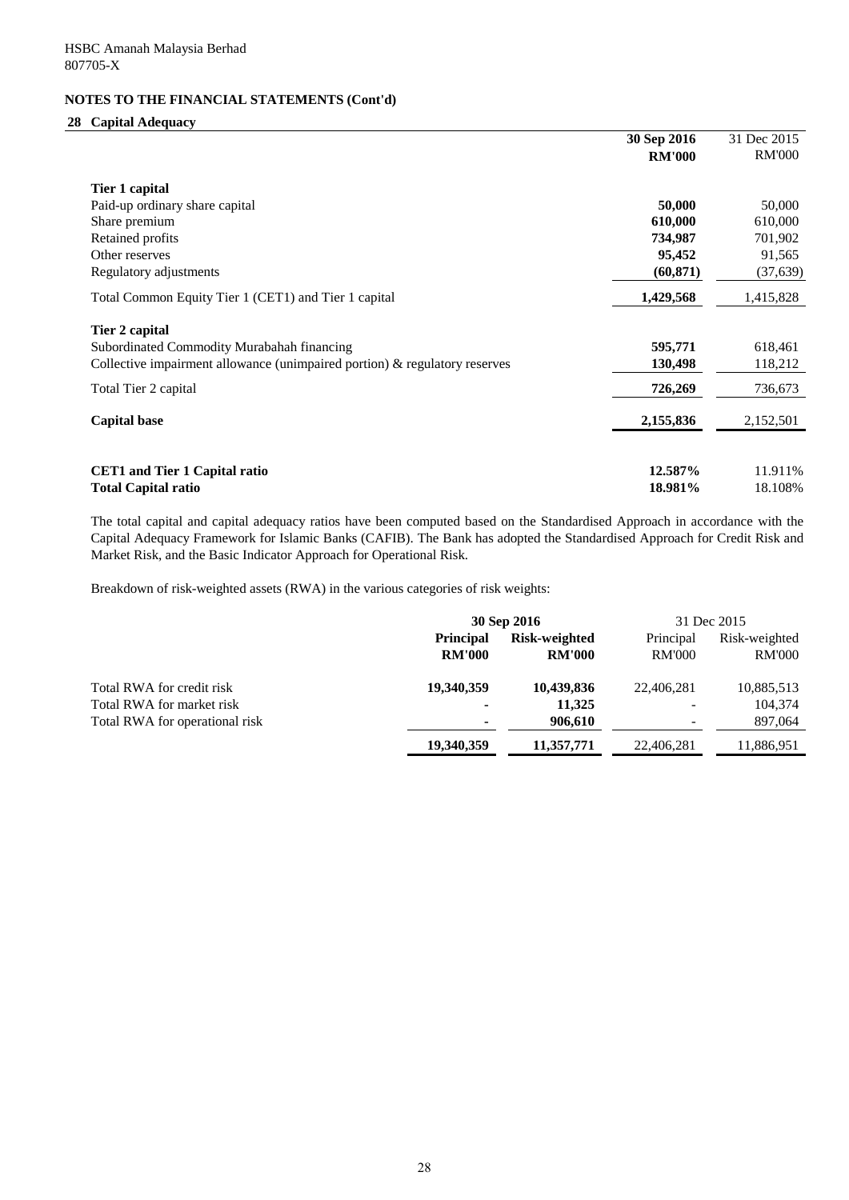HSBC Amanah Malaysia Berhad
807705-X

## NOTES TO THE FINANCIAL STATEMENTS (Cont'd)

### 28 Capital Adequacy

| | **30 Sep 2016** | 31 Dec 2015 |
|---|---|---|
| | **RM'000** | RM'000 |
| **Tier 1 capital** | | |
| Paid-up ordinary share capital | **50,000** | 50,000 |
| Share premium | **610,000** | 610,000 |
| Retained profits | **734,987** | 701,902 |
| Other reserves | **95,452** | 91,565 |
| Regulatory adjustments | **(60,871)** | (37,639) |
| Total Common Equity Tier 1 (CET1) and Tier 1 capital | **1,429,568** | 1,415,828 |
| **Tier 2 capital** | | |
| Subordinated Commodity Murabahah financing | **595,771** | 618,461 |
| Collective impairment allowance (unimpaired portion) & regulatory reserves | **130,498** | 118,212 |
| Total Tier 2 capital | **726,269** | 736,673 |
| **Capital base** | **2,155,836** | 2,152,501 |
| **CET1 and Tier 1 Capital ratio** | **12.587%** | 11.911% |
| **Total Capital ratio** | **18.981%** | 18.108% |

The total capital and capital adequacy ratios have been computed based on the Standardised Approach in accordance with the Capital Adequacy Framework for Islamic Banks (CAFIB). The Bank has adopted the Standardised Approach for Credit Risk and Market Risk, and the Basic Indicator Approach for Operational Risk.

Breakdown of risk-weighted assets (RWA) in the various categories of risk weights:

| | **30 Sep 2016** | | 31 Dec 2015 | |
|---|---|---|---|---|
| | **Principal RM'000** | **Risk-weighted RM'000** | Principal RM'000 | Risk-weighted RM'000 |
| Total RWA for credit risk | **19,340,359** | **10,439,836** | 22,406,281 | 10,885,513 |
| Total RWA for market risk | **-** | **11,325** | - | 104,374 |
| Total RWA for operational risk | **-** | **906,610** | - | 897,064 |
| | **19,340,359** | **11,357,771** | 22,406,281 | 11,886,951 |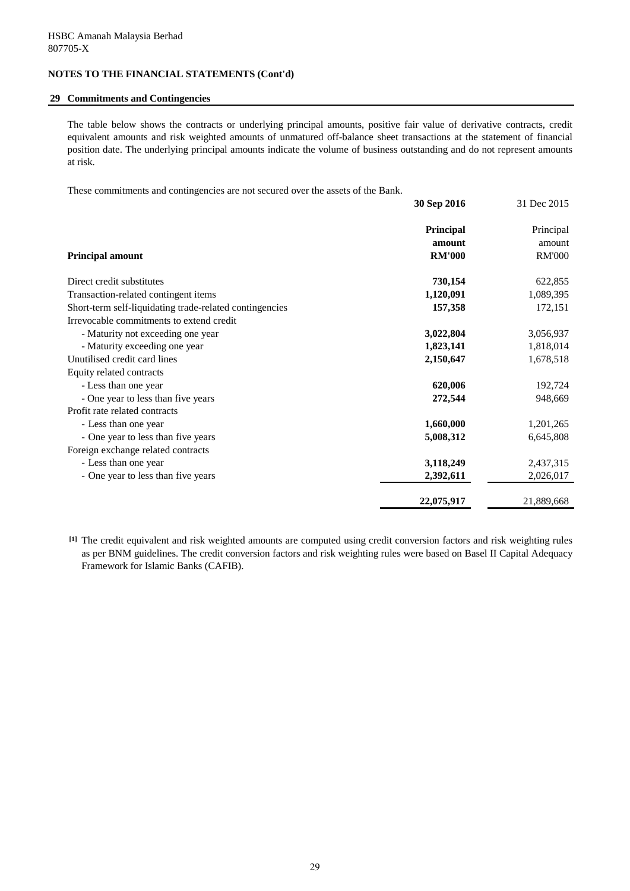HSBC Amanah Malaysia Berhad
807705-X

**NOTES TO THE FINANCIAL STATEMENTS (Cont'd)**

## 29 Commitments and Contingencies

The table below shows the contracts or underlying principal amounts, positive fair value of derivative contracts, credit equivalent amounts and risk weighted amounts of unmatured off-balance sheet transactions at the statement of financial position date. The underlying principal amounts indicate the volume of business outstanding and do not represent amounts at risk.

These commitments and contingencies are not secured over the assets of the Bank.

| | **30 Sep 2016** | 31 Dec 2015 |
|---|---|---|
| **Principal amount** | **Principal amount RM'000** | Principal amount RM'000 |
| Direct credit substitutes | **730,154** | 622,855 |
| Transaction-related contingent items | **1,120,091** | 1,089,395 |
| Short-term self-liquidating trade-related contingencies | **157,358** | 172,151 |
| Irrevocable commitments to extend credit | | |
| - Maturity not exceeding one year | **3,022,804** | 3,056,937 |
| - Maturity exceeding one year | **1,823,141** | 1,818,014 |
| Unutilised credit card lines | **2,150,647** | 1,678,518 |
| Equity related contracts | | |
| - Less than one year | **620,006** | 192,724 |
| - One year to less than five years | **272,544** | 948,669 |
| Profit rate related contracts | | |
| - Less than one year | **1,660,000** | 1,201,265 |
| - One year to less than five years | **5,008,312** | 6,645,808 |
| Foreign exchange related contracts | | |
| - Less than one year | **3,118,249** | 2,437,315 |
| - One year to less than five years | **2,392,611** | 2,026,017 |
| | **22,075,917** | 21,889,668 |

[1] The credit equivalent and risk weighted amounts are computed using credit conversion factors and risk weighting rules as per BNM guidelines. The credit conversion factors and risk weighting rules were based on Basel II Capital Adequacy Framework for Islamic Banks (CAFIB).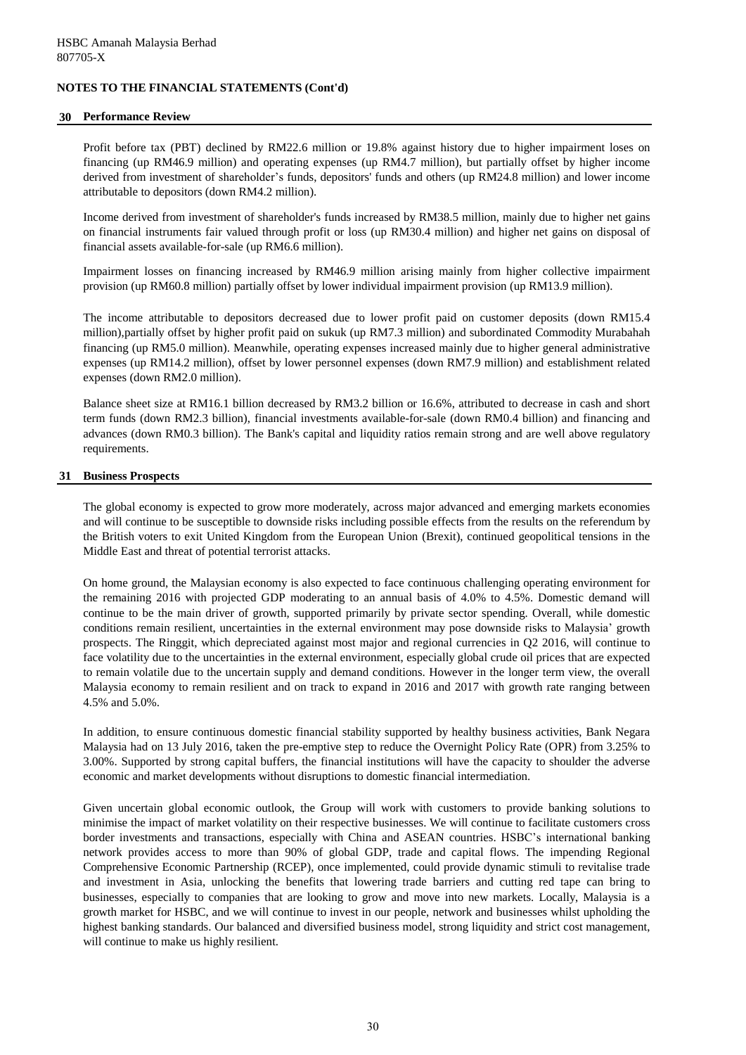HSBC Amanah Malaysia Berhad
807705-X

**NOTES TO THE FINANCIAL STATEMENTS (Cont'd)**

## 30 Performance Review

Profit before tax (PBT) declined by RM22.6 million or 19.8% against history due to higher impairment loses on financing (up RM46.9 million) and operating expenses (up RM4.7 million), but partially offset by higher income derived from investment of shareholder's funds, depositors' funds and others (up RM24.8 million) and lower income attributable to depositors (down RM4.2 million).

Income derived from investment of shareholder's funds increased by RM38.5 million, mainly due to higher net gains on financial instruments fair valued through profit or loss (up RM30.4 million) and higher net gains on disposal of financial assets available-for-sale (up RM6.6 million).

Impairment losses on financing increased by RM46.9 million arising mainly from higher collective impairment provision (up RM60.8 million) partially offset by lower individual impairment provision (up RM13.9 million).

The income attributable to depositors decreased due to lower profit paid on customer deposits (down RM15.4 million),partially offset by higher profit paid on sukuk (up RM7.3 million) and subordinated Commodity Murabahah financing (up RM5.0 million). Meanwhile, operating expenses increased mainly due to higher general administrative expenses (up RM14.2 million), offset by lower personnel expenses (down RM7.9 million) and establishment related expenses (down RM2.0 million).

Balance sheet size at RM16.1 billion decreased by RM3.2 billion or 16.6%, attributed to decrease in cash and short term funds (down RM2.3 billion), financial investments available-for-sale (down RM0.4 billion) and financing and advances (down RM0.3 billion). The Bank's capital and liquidity ratios remain strong and are well above regulatory requirements.

## 31 Business Prospects

The global economy is expected to grow more moderately, across major advanced and emerging markets economies and will continue to be susceptible to downside risks including possible effects from the results on the referendum by the British voters to exit United Kingdom from the European Union (Brexit), continued geopolitical tensions in the Middle East and threat of potential terrorist attacks.

On home ground, the Malaysian economy is also expected to face continuous challenging operating environment for the remaining 2016 with projected GDP moderating to an annual basis of 4.0% to 4.5%. Domestic demand will continue to be the main driver of growth, supported primarily by private sector spending. Overall, while domestic conditions remain resilient, uncertainties in the external environment may pose downside risks to Malaysia' growth prospects. The Ringgit, which depreciated against most major and regional currencies in Q2 2016, will continue to face volatility due to the uncertainties in the external environment, especially global crude oil prices that are expected to remain volatile due to the uncertain supply and demand conditions. However in the longer term view, the overall Malaysia economy to remain resilient and on track to expand in 2016 and 2017 with growth rate ranging between 4.5% and 5.0%.

In addition, to ensure continuous domestic financial stability supported by healthy business activities, Bank Negara Malaysia had on 13 July 2016, taken the pre-emptive step to reduce the Overnight Policy Rate (OPR) from 3.25% to 3.00%. Supported by strong capital buffers, the financial institutions will have the capacity to shoulder the adverse economic and market developments without disruptions to domestic financial intermediation.

Given uncertain global economic outlook, the Group will work with customers to provide banking solutions to minimise the impact of market volatility on their respective businesses. We will continue to facilitate customers cross border investments and transactions, especially with China and ASEAN countries. HSBC's international banking network provides access to more than 90% of global GDP, trade and capital flows. The impending Regional Comprehensive Economic Partnership (RCEP), once implemented, could provide dynamic stimuli to revitalise trade and investment in Asia, unlocking the benefits that lowering trade barriers and cutting red tape can bring to businesses, especially to companies that are looking to grow and move into new markets. Locally, Malaysia is a growth market for HSBC, and we will continue to invest in our people, network and businesses whilst upholding the highest banking standards. Our balanced and diversified business model, strong liquidity and strict cost management, will continue to make us highly resilient.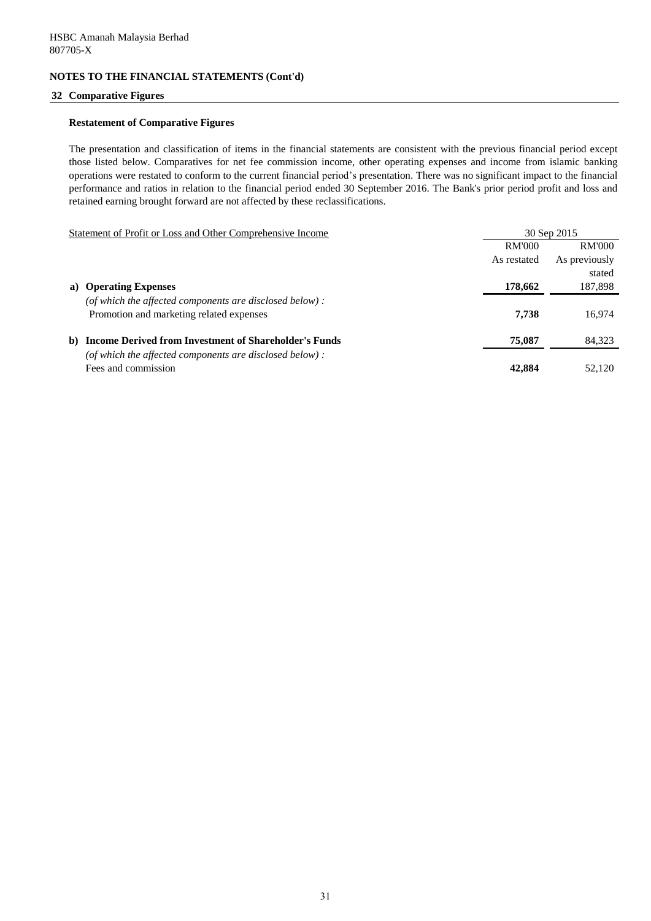HSBC Amanah Malaysia Berhad
807705-X

## NOTES TO THE FINANCIAL STATEMENTS (Cont'd)

### 32 Comparative Figures

**Restatement of Comparative Figures**

The presentation and classification of items in the financial statements are consistent with the previous financial period except those listed below. Comparatives for net fee commission income, other operating expenses and income from islamic banking operations were restated to conform to the current financial period's presentation. There was no significant impact to the financial performance and ratios in relation to the financial period ended 30 September 2016. The Bank's prior period profit and loss and retained earning brought forward are not affected by these reclassifications.

| Statement of Profit or Loss and Other Comprehensive Income | 30 Sep 2015 | |
|---|---|---|
| | RM'000 | RM'000 |
| | As restated | As previously stated |
| **a) Operating Expenses** | **178,662** | 187,898 |
| *(of which the affected components are disclosed below) :* | | |
| Promotion and marketing related expenses | **7,738** | 16,974 |
| **b) Income Derived from Investment of Shareholder's Funds** | **75,087** | 84,323 |
| *(of which the affected components are disclosed below) :* | | |
| Fees and commission | **42,884** | 52,120 |